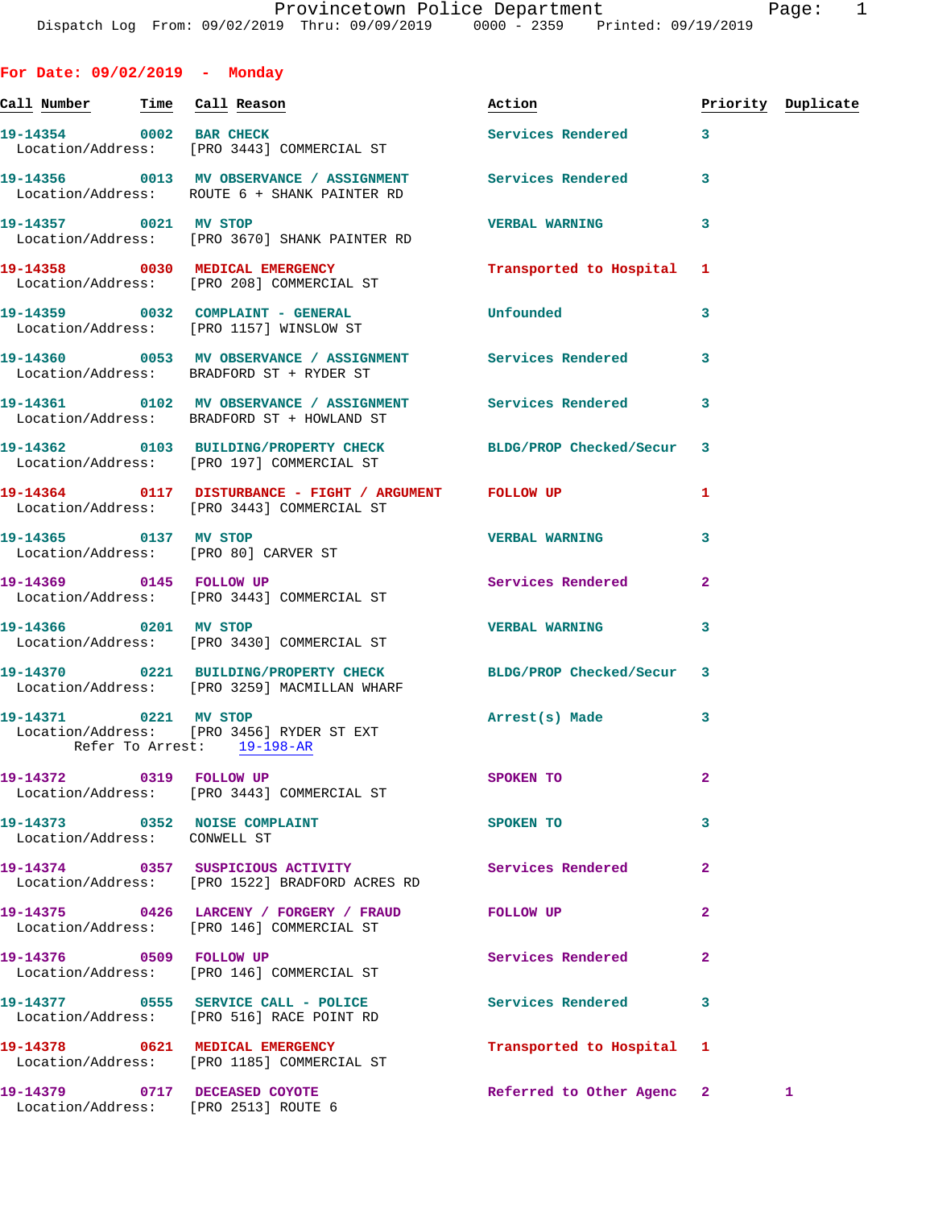# Provincetown Police Department

Dispatch Log From: 09/02/2019 Thru: 09/09/2019 0000 - 2359 Printed: 09/19/2019

## For Date: 09/02/2019 - Monday

| Call Number | Time | Call Reason | Action | Priority | Duplicate |
|---|---|---|---|---|---|
| 19-14354 | 0002 | BAR CHECK | Services Rendered | 3 | |
| Location/Address: | | [PRO 3443] COMMERCIAL ST | | | |
| 19-14356 | 0013 | MV OBSERVANCE / ASSIGNMENT | Services Rendered | 3 | |
| Location/Address: | | ROUTE 6 + SHANK PAINTER RD | | | |
| 19-14357 | 0021 | MV STOP | VERBAL WARNING | 3 | |
| Location/Address: | | [PRO 3670] SHANK PAINTER RD | | | |
| 19-14358 | 0030 | MEDICAL EMERGENCY | Transported to Hospital | 1 | |
| Location/Address: | | [PRO 208] COMMERCIAL ST | | | |
| 19-14359 | 0032 | COMPLAINT - GENERAL | Unfounded | 3 | |
| Location/Address: | | [PRO 1157] WINSLOW ST | | | |
| 19-14360 | 0053 | MV OBSERVANCE / ASSIGNMENT | Services Rendered | 3 | |
| Location/Address: | | BRADFORD ST + RYDER ST | | | |
| 19-14361 | 0102 | MV OBSERVANCE / ASSIGNMENT | Services Rendered | 3 | |
| Location/Address: | | BRADFORD ST + HOWLAND ST | | | |
| 19-14362 | 0103 | BUILDING/PROPERTY CHECK | BLDG/PROP Checked/Secur | 3 | |
| Location/Address: | | [PRO 197] COMMERCIAL ST | | | |
| 19-14364 | 0117 | DISTURBANCE - FIGHT / ARGUMENT | FOLLOW UP | 1 | |
| Location/Address: | | [PRO 3443] COMMERCIAL ST | | | |
| 19-14365 | 0137 | MV STOP | VERBAL WARNING | 3 | |
| Location/Address: | | [PRO 80] CARVER ST | | | |
| 19-14369 | 0145 | FOLLOW UP | Services Rendered | 2 | |
| Location/Address: | | [PRO 3443] COMMERCIAL ST | | | |
| 19-14366 | 0201 | MV STOP | VERBAL WARNING | 3 | |
| Location/Address: | | [PRO 3430] COMMERCIAL ST | | | |
| 19-14370 | 0221 | BUILDING/PROPERTY CHECK | BLDG/PROP Checked/Secur | 3 | |
| Location/Address: | | [PRO 3259] MACMILLAN WHARF | | | |
| 19-14371 | 0221 | MV STOP | Arrest(s) Made | 3 | |
| Location/Address: | | [PRO 3456] RYDER ST EXT | | | |
| Refer To Arrest: | | 19-198-AR | | | |
| 19-14372 | 0319 | FOLLOW UP | SPOKEN TO | 2 | |
| Location/Address: | | [PRO 3443] COMMERCIAL ST | | | |
| 19-14373 | 0352 | NOISE COMPLAINT | SPOKEN TO | 3 | |
| Location/Address: | | CONWELL ST | | | |
| 19-14374 | 0357 | SUSPICIOUS ACTIVITY | Services Rendered | 2 | |
| Location/Address: | | [PRO 1522] BRADFORD ACRES RD | | | |
| 19-14375 | 0426 | LARCENY / FORGERY / FRAUD | FOLLOW UP | 2 | |
| Location/Address: | | [PRO 146] COMMERCIAL ST | | | |
| 19-14376 | 0509 | FOLLOW UP | Services Rendered | 2 | |
| Location/Address: | | [PRO 146] COMMERCIAL ST | | | |
| 19-14377 | 0555 | SERVICE CALL - POLICE | Services Rendered | 3 | |
| Location/Address: | | [PRO 516] RACE POINT RD | | | |
| 19-14378 | 0621 | MEDICAL EMERGENCY | Transported to Hospital | 1 | |
| Location/Address: | | [PRO 1185] COMMERCIAL ST | | | |
| 19-14379 | 0717 | DECEASED COYOTE | Referred to Other Agenc | 2 | 1 |
| Location/Address: | | [PRO 2513] ROUTE 6 | | | |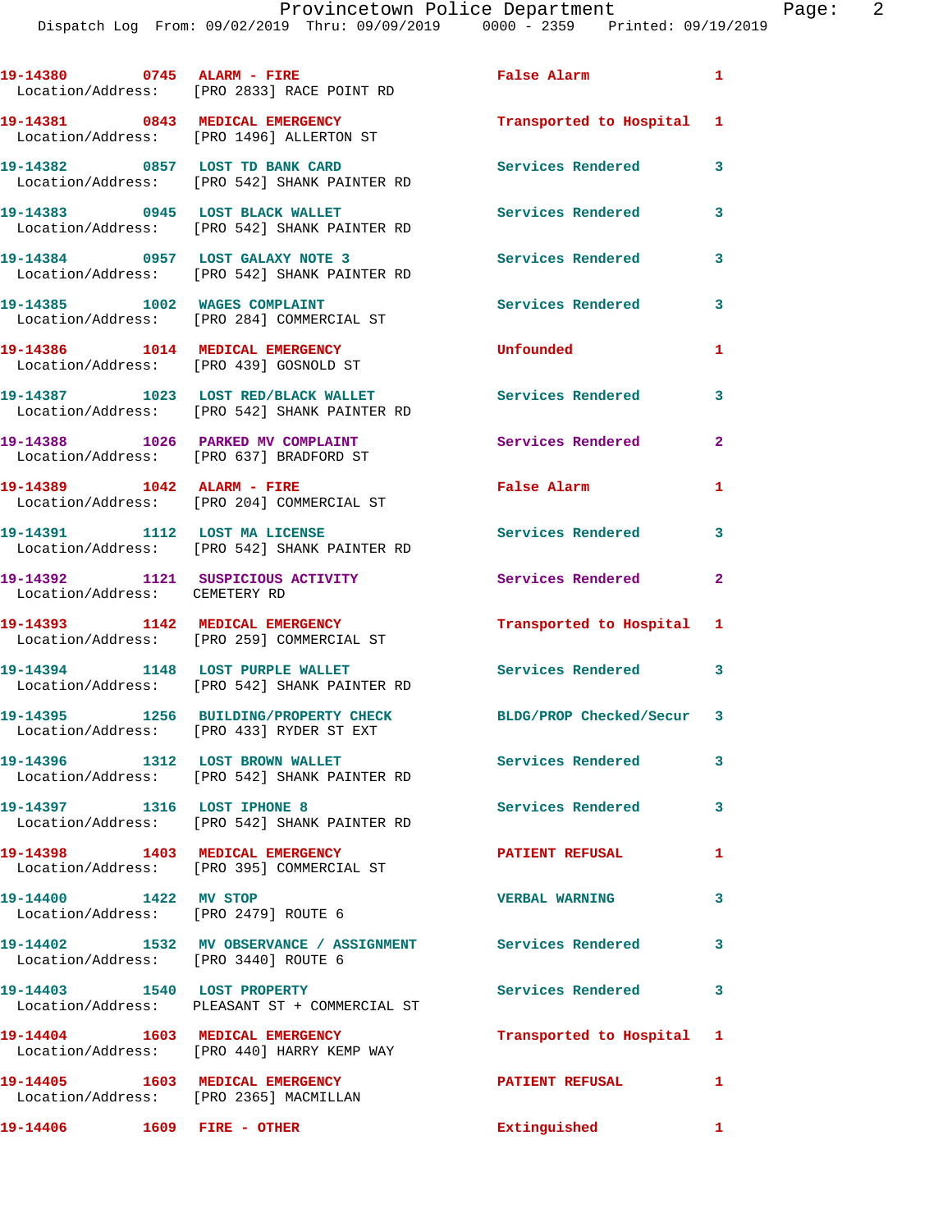| Call Number | Time | Call Reason | Action | Priority |
|---|---|---|---|---|
| 19-14380 | 0745 | ALARM - FIRE | False Alarm | 1 |
| Location/Address: | | [PRO 2833] RACE POINT RD | | |
| 19-14381 | 0843 | MEDICAL EMERGENCY | Transported to Hospital | 1 |
| Location/Address: | | [PRO 1496] ALLERTON ST | | |
| 19-14382 | 0857 | LOST TD BANK CARD | Services Rendered | 3 |
| Location/Address: | | [PRO 542] SHANK PAINTER RD | | |
| 19-14383 | 0945 | LOST BLACK WALLET | Services Rendered | 3 |
| Location/Address: | | [PRO 542] SHANK PAINTER RD | | |
| 19-14384 | 0957 | LOST GALAXY NOTE 3 | Services Rendered | 3 |
| Location/Address: | | [PRO 542] SHANK PAINTER RD | | |
| 19-14385 | 1002 | WAGES COMPLAINT | Services Rendered | 3 |
| Location/Address: | | [PRO 284] COMMERCIAL ST | | |
| 19-14386 | 1014 | MEDICAL EMERGENCY | Unfounded | 1 |
| Location/Address: | | [PRO 439] GOSNOLD ST | | |
| 19-14387 | 1023 | LOST RED/BLACK WALLET | Services Rendered | 3 |
| Location/Address: | | [PRO 542] SHANK PAINTER RD | | |
| 19-14388 | 1026 | PARKED MV COMPLAINT | Services Rendered | 2 |
| Location/Address: | | [PRO 637] BRADFORD ST | | |
| 19-14389 | 1042 | ALARM - FIRE | False Alarm | 1 |
| Location/Address: | | [PRO 204] COMMERCIAL ST | | |
| 19-14391 | 1112 | LOST MA LICENSE | Services Rendered | 3 |
| Location/Address: | | [PRO 542] SHANK PAINTER RD | | |
| 19-14392 | 1121 | SUSPICIOUS ACTIVITY | Services Rendered | 2 |
| Location/Address: | | CEMETERY RD | | |
| 19-14393 | 1142 | MEDICAL EMERGENCY | Transported to Hospital | 1 |
| Location/Address: | | [PRO 259] COMMERCIAL ST | | |
| 19-14394 | 1148 | LOST PURPLE WALLET | Services Rendered | 3 |
| Location/Address: | | [PRO 542] SHANK PAINTER RD | | |
| 19-14395 | 1256 | BUILDING/PROPERTY CHECK | BLDG/PROP Checked/Secur | 3 |
| Location/Address: | | [PRO 433] RYDER ST EXT | | |
| 19-14396 | 1312 | LOST BROWN WALLET | Services Rendered | 3 |
| Location/Address: | | [PRO 542] SHANK PAINTER RD | | |
| 19-14397 | 1316 | LOST IPHONE 8 | Services Rendered | 3 |
| Location/Address: | | [PRO 542] SHANK PAINTER RD | | |
| 19-14398 | 1403 | MEDICAL EMERGENCY | PATIENT REFUSAL | 1 |
| Location/Address: | | [PRO 395] COMMERCIAL ST | | |
| 19-14400 | 1422 | MV STOP | VERBAL WARNING | 3 |
| Location/Address: | | [PRO 2479] ROUTE 6 | | |
| 19-14402 | 1532 | MV OBSERVANCE / ASSIGNMENT | Services Rendered | 3 |
| Location/Address: | | [PRO 3440] ROUTE 6 | | |
| 19-14403 | 1540 | LOST PROPERTY | Services Rendered | 3 |
| Location/Address: | | PLEASANT ST + COMMERCIAL ST | | |
| 19-14404 | 1603 | MEDICAL EMERGENCY | Transported to Hospital | 1 |
| Location/Address: | | [PRO 440] HARRY KEMP WAY | | |
| 19-14405 | 1603 | MEDICAL EMERGENCY | PATIENT REFUSAL | 1 |
| Location/Address: | | [PRO 2365] MACMILLAN | | |
| 19-14406 | 1609 | FIRE - OTHER | Extinguished | 1 |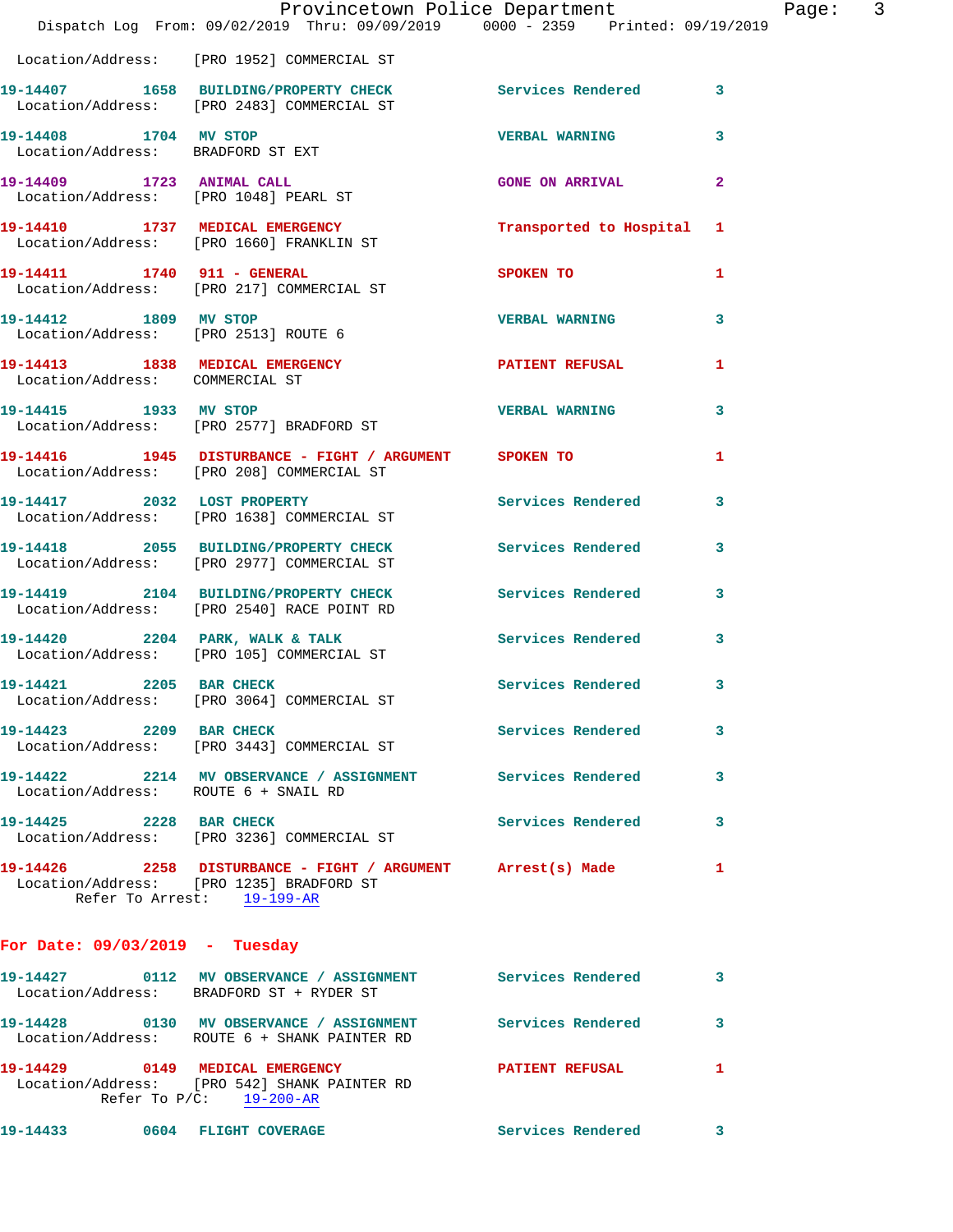Location/Address: [PRO 1952] COMMERCIAL ST

**19-14407** 1658 **BUILDING/PROPERTY CHECK** Services Rendered 3
Location/Address: [PRO 2483] COMMERCIAL ST

**19-14408** 1704 **MV STOP** VERBAL WARNING 3
Location/Address: BRADFORD ST EXT

**19-14409** 1723 **ANIMAL CALL** GONE ON ARRIVAL 2
Location/Address: [PRO 1048] PEARL ST

**19-14410** 1737 **MEDICAL EMERGENCY** Transported to Hospital 1
Location/Address: [PRO 1660] FRANKLIN ST

**19-14411** 1740 **911 - GENERAL** SPOKEN TO 1
Location/Address: [PRO 217] COMMERCIAL ST

**19-14412** 1809 **MV STOP** VERBAL WARNING 3
Location/Address: [PRO 2513] ROUTE 6

**19-14413** 1838 **MEDICAL EMERGENCY** PATIENT REFUSAL 1
Location/Address: COMMERCIAL ST

**19-14415** 1933 **MV STOP** VERBAL WARNING 3
Location/Address: [PRO 2577] BRADFORD ST

**19-14416** 1945 **DISTURBANCE - FIGHT / ARGUMENT** SPOKEN TO 1
Location/Address: [PRO 208] COMMERCIAL ST

**19-14417** 2032 **LOST PROPERTY** Services Rendered 3
Location/Address: [PRO 1638] COMMERCIAL ST

**19-14418** 2055 **BUILDING/PROPERTY CHECK** Services Rendered 3
Location/Address: [PRO 2977] COMMERCIAL ST

**19-14419** 2104 **BUILDING/PROPERTY CHECK** Services Rendered 3
Location/Address: [PRO 2540] RACE POINT RD

**19-14420** 2204 **PARK, WALK & TALK** Services Rendered 3
Location/Address: [PRO 105] COMMERCIAL ST

**19-14421** 2205 **BAR CHECK** Services Rendered 3
Location/Address: [PRO 3064] COMMERCIAL ST

**19-14423** 2209 **BAR CHECK** Services Rendered 3
Location/Address: [PRO 3443] COMMERCIAL ST

**19-14422** 2214 **MV OBSERVANCE / ASSIGNMENT** Services Rendered 3
Location/Address: ROUTE 6 + SNAIL RD

**19-14425** 2228 **BAR CHECK** Services Rendered 3
Location/Address: [PRO 3236] COMMERCIAL ST

**19-14426** 2258 **DISTURBANCE - FIGHT / ARGUMENT** Arrest(s) Made 1
Location/Address: [PRO 1235] BRADFORD ST
Refer To Arrest: 19-199-AR

## For Date: 09/03/2019 - Tuesday

**19-14427** 0112 **MV OBSERVANCE / ASSIGNMENT** Services Rendered 3
Location/Address: BRADFORD ST + RYDER ST

**19-14428** 0130 **MV OBSERVANCE / ASSIGNMENT** Services Rendered 3
Location/Address: ROUTE 6 + SHANK PAINTER RD

**19-14429** 0149 **MEDICAL EMERGENCY** PATIENT REFUSAL 1
Location/Address: [PRO 542] SHANK PAINTER RD
Refer To P/C: 19-200-AR

**19-14433** 0604 **FLIGHT COVERAGE** Services Rendered 3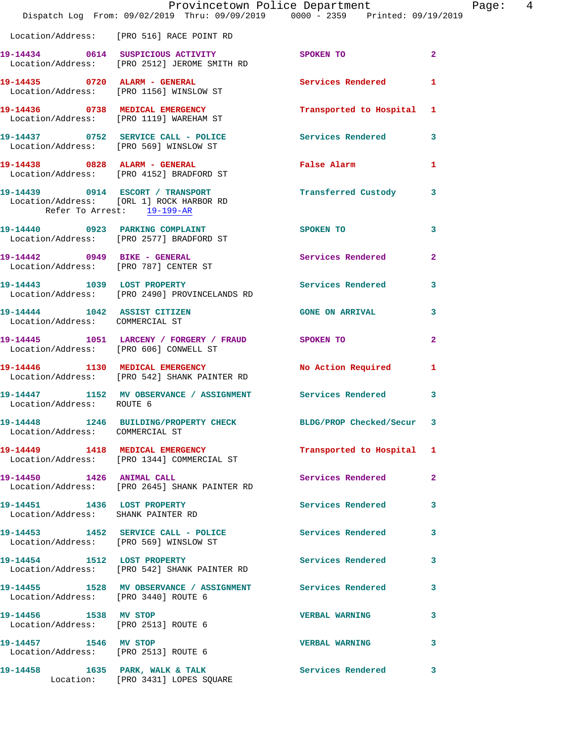Location/Address: [PRO 516] RACE POINT RD

| Call # | Time | Call Reason | Action | Priority |
|---|---|---|---|---|
| 19-14434 | 0614 | SUSPICIOUS ACTIVITY | SPOKEN TO | 2 |
| | | Location/Address: [PRO 2512] JEROME SMITH RD | | |
| 19-14435 | 0720 | ALARM - GENERAL | Services Rendered | 1 |
| | | Location/Address: [PRO 1156] WINSLOW ST | | |
| 19-14436 | 0738 | MEDICAL EMERGENCY | Transported to Hospital | 1 |
| | | Location/Address: [PRO 1119] WAREHAM ST | | |
| 19-14437 | 0752 | SERVICE CALL - POLICE | Services Rendered | 3 |
| | | Location/Address: [PRO 569] WINSLOW ST | | |
| 19-14438 | 0828 | ALARM - GENERAL | False Alarm | 1 |
| | | Location/Address: [PRO 4152] BRADFORD ST | | |
| 19-14439 | 0914 | ESCORT / TRANSPORT | Transferred Custody | 3 |
| | | Location/Address: [ORL 1] ROCK HARBOR RD | | |
| | | Refer To Arrest: 19-199-AR | | |
| 19-14440 | 0923 | PARKING COMPLAINT | SPOKEN TO | 3 |
| | | Location/Address: [PRO 2577] BRADFORD ST | | |
| 19-14442 | 0949 | BIKE - GENERAL | Services Rendered | 2 |
| | | Location/Address: [PRO 787] CENTER ST | | |
| 19-14443 | 1039 | LOST PROPERTY | Services Rendered | 3 |
| | | Location/Address: [PRO 2490] PROVINCELANDS RD | | |
| 19-14444 | 1042 | ASSIST CITIZEN | GONE ON ARRIVAL | 3 |
| | | Location/Address: COMMERCIAL ST | | |
| 19-14445 | 1051 | LARCENY / FORGERY / FRAUD | SPOKEN TO | 2 |
| | | Location/Address: [PRO 606] CONWELL ST | | |
| 19-14446 | 1130 | MEDICAL EMERGENCY | No Action Required | 1 |
| | | Location/Address: [PRO 542] SHANK PAINTER RD | | |
| 19-14447 | 1152 | MV OBSERVANCE / ASSIGNMENT | Services Rendered | 3 |
| | | Location/Address: ROUTE 6 | | |
| 19-14448 | 1246 | BUILDING/PROPERTY CHECK | BLDG/PROP Checked/Secur | 3 |
| | | Location/Address: COMMERCIAL ST | | |
| 19-14449 | 1418 | MEDICAL EMERGENCY | Transported to Hospital | 1 |
| | | Location/Address: [PRO 1344] COMMERCIAL ST | | |
| 19-14450 | 1426 | ANIMAL CALL | Services Rendered | 2 |
| | | Location/Address: [PRO 2645] SHANK PAINTER RD | | |
| 19-14451 | 1436 | LOST PROPERTY | Services Rendered | 3 |
| | | Location/Address: SHANK PAINTER RD | | |
| 19-14453 | 1452 | SERVICE CALL - POLICE | Services Rendered | 3 |
| | | Location/Address: [PRO 569] WINSLOW ST | | |
| 19-14454 | 1512 | LOST PROPERTY | Services Rendered | 3 |
| | | Location/Address: [PRO 542] SHANK PAINTER RD | | |
| 19-14455 | 1528 | MV OBSERVANCE / ASSIGNMENT | Services Rendered | 3 |
| | | Location/Address: [PRO 3440] ROUTE 6 | | |
| 19-14456 | 1538 | MV STOP | VERBAL WARNING | 3 |
| | | Location/Address: [PRO 2513] ROUTE 6 | | |
| 19-14457 | 1546 | MV STOP | VERBAL WARNING | 3 |
| | | Location/Address: [PRO 2513] ROUTE 6 | | |
| 19-14458 | 1635 | PARK, WALK & TALK | Services Rendered | 3 |
| | | Location: [PRO 3431] LOPES SQUARE | | |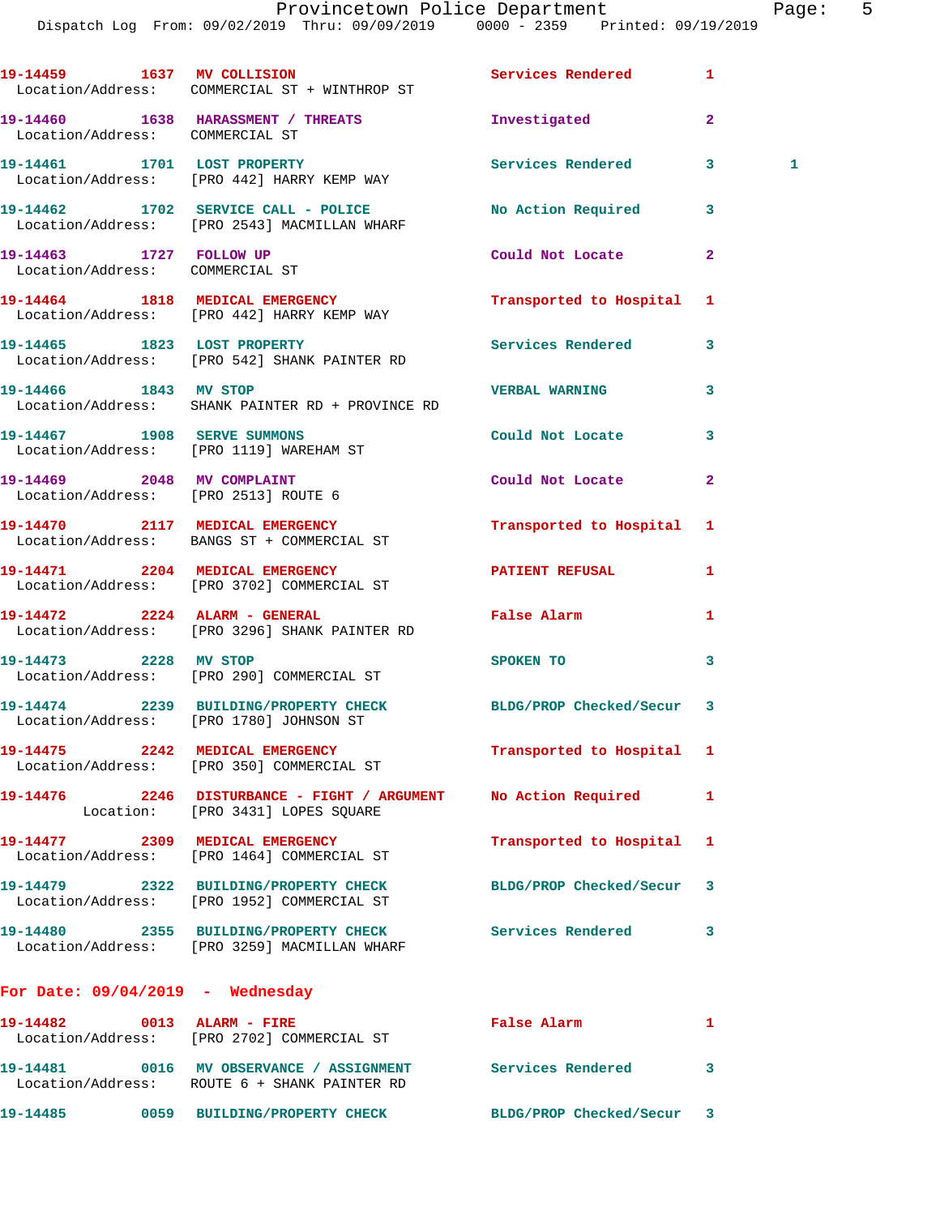19-14459 1637 MV COLLISION Services Rendered 1
Location/Address: COMMERCIAL ST + WINTHROP ST

19-14460 1638 HARASSMENT / THREATS Investigated 2
Location/Address: COMMERCIAL ST

19-14461 1701 LOST PROPERTY Services Rendered 3 1
Location/Address: [PRO 442] HARRY KEMP WAY

19-14462 1702 SERVICE CALL - POLICE No Action Required 3
Location/Address: [PRO 2543] MACMILLAN WHARF

19-14463 1727 FOLLOW UP Could Not Locate 2
Location/Address: COMMERCIAL ST

19-14464 1818 MEDICAL EMERGENCY Transported to Hospital 1
Location/Address: [PRO 442] HARRY KEMP WAY

19-14465 1823 LOST PROPERTY Services Rendered 3
Location/Address: [PRO 542] SHANK PAINTER RD

19-14466 1843 MV STOP VERBAL WARNING 3
Location/Address: SHANK PAINTER RD + PROVINCE RD

19-14467 1908 SERVE SUMMONS Could Not Locate 3
Location/Address: [PRO 1119] WAREHAM ST

19-14469 2048 MV COMPLAINT Could Not Locate 2
Location/Address: [PRO 2513] ROUTE 6

19-14470 2117 MEDICAL EMERGENCY Transported to Hospital 1
Location/Address: BANGS ST + COMMERCIAL ST

19-14471 2204 MEDICAL EMERGENCY PATIENT REFUSAL 1
Location/Address: [PRO 3702] COMMERCIAL ST

19-14472 2224 ALARM - GENERAL False Alarm 1
Location/Address: [PRO 3296] SHANK PAINTER RD

19-14473 2228 MV STOP SPOKEN TO 3
Location/Address: [PRO 290] COMMERCIAL ST

19-14474 2239 BUILDING/PROPERTY CHECK BLDG/PROP Checked/Secur 3
Location/Address: [PRO 1780] JOHNSON ST

19-14475 2242 MEDICAL EMERGENCY Transported to Hospital 1
Location/Address: [PRO 350] COMMERCIAL ST

19-14476 2246 DISTURBANCE - FIGHT / ARGUMENT No Action Required 1
Location: [PRO 3431] LOPES SQUARE

19-14477 2309 MEDICAL EMERGENCY Transported to Hospital 1
Location/Address: [PRO 1464] COMMERCIAL ST

19-14479 2322 BUILDING/PROPERTY CHECK BLDG/PROP Checked/Secur 3
Location/Address: [PRO 1952] COMMERCIAL ST

19-14480 2355 BUILDING/PROPERTY CHECK Services Rendered 3
Location/Address: [PRO 3259] MACMILLAN WHARF

## For Date: 09/04/2019 - Wednesday

19-14482 0013 ALARM - FIRE False Alarm 1
Location/Address: [PRO 2702] COMMERCIAL ST

19-14481 0016 MV OBSERVANCE / ASSIGNMENT Services Rendered 3
Location/Address: ROUTE 6 + SHANK PAINTER RD

19-14485 0059 BUILDING/PROPERTY CHECK BLDG/PROP Checked/Secur 3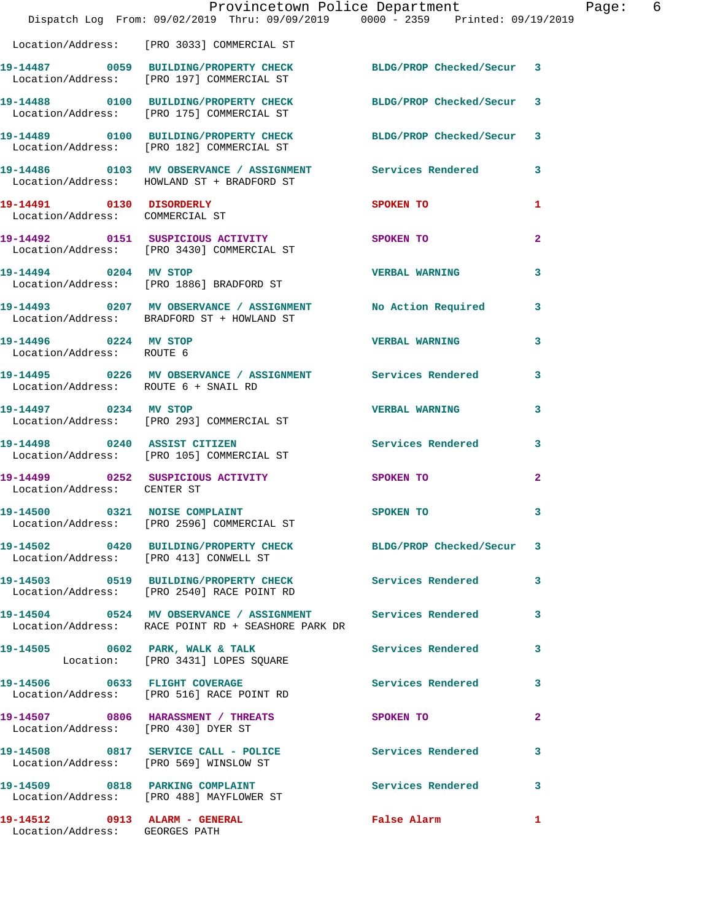Location/Address: [PRO 3033] COMMERCIAL ST

| Call # | Time | Call Type | Disposition | Priority |
|---|---|---|---|---|
| 19-14487 | 0059 | BUILDING/PROPERTY CHECK | BLDG/PROP Checked/Secur | 3 |
| | | Location/Address: [PRO 197] COMMERCIAL ST | | |
| 19-14488 | 0100 | BUILDING/PROPERTY CHECK | BLDG/PROP Checked/Secur | 3 |
| | | Location/Address: [PRO 175] COMMERCIAL ST | | |
| 19-14489 | 0100 | BUILDING/PROPERTY CHECK | BLDG/PROP Checked/Secur | 3 |
| | | Location/Address: [PRO 182] COMMERCIAL ST | | |
| 19-14486 | 0103 | MV OBSERVANCE / ASSIGNMENT | Services Rendered | 3 |
| | | Location/Address: HOWLAND ST + BRADFORD ST | | |
| 19-14491 | 0130 | DISORDERLY | SPOKEN TO | 1 |
| | | Location/Address: COMMERCIAL ST | | |
| 19-14492 | 0151 | SUSPICIOUS ACTIVITY | SPOKEN TO | 2 |
| | | Location/Address: [PRO 3430] COMMERCIAL ST | | |
| 19-14494 | 0204 | MV STOP | VERBAL WARNING | 3 |
| | | Location/Address: [PRO 1886] BRADFORD ST | | |
| 19-14493 | 0207 | MV OBSERVANCE / ASSIGNMENT | No Action Required | 3 |
| | | Location/Address: BRADFORD ST + HOWLAND ST | | |
| 19-14496 | 0224 | MV STOP | VERBAL WARNING | 3 |
| | | Location/Address: ROUTE 6 | | |
| 19-14495 | 0226 | MV OBSERVANCE / ASSIGNMENT | Services Rendered | 3 |
| | | Location/Address: ROUTE 6 + SNAIL RD | | |
| 19-14497 | 0234 | MV STOP | VERBAL WARNING | 3 |
| | | Location/Address: [PRO 293] COMMERCIAL ST | | |
| 19-14498 | 0240 | ASSIST CITIZEN | Services Rendered | 3 |
| | | Location/Address: [PRO 105] COMMERCIAL ST | | |
| 19-14499 | 0252 | SUSPICIOUS ACTIVITY | SPOKEN TO | 2 |
| | | Location/Address: CENTER ST | | |
| 19-14500 | 0321 | NOISE COMPLAINT | SPOKEN TO | 3 |
| | | Location/Address: [PRO 2596] COMMERCIAL ST | | |
| 19-14502 | 0420 | BUILDING/PROPERTY CHECK | BLDG/PROP Checked/Secur | 3 |
| | | Location/Address: [PRO 413] CONWELL ST | | |
| 19-14503 | 0519 | BUILDING/PROPERTY CHECK | Services Rendered | 3 |
| | | Location/Address: [PRO 2540] RACE POINT RD | | |
| 19-14504 | 0524 | MV OBSERVANCE / ASSIGNMENT | Services Rendered | 3 |
| | | Location/Address: RACE POINT RD + SEASHORE PARK DR | | |
| 19-14505 | 0602 | PARK, WALK & TALK | Services Rendered | 3 |
| | | Location: [PRO 3431] LOPES SQUARE | | |
| 19-14506 | 0633 | FLIGHT COVERAGE | Services Rendered | 3 |
| | | Location/Address: [PRO 516] RACE POINT RD | | |
| 19-14507 | 0806 | HARASSMENT / THREATS | SPOKEN TO | 2 |
| | | Location/Address: [PRO 430] DYER ST | | |
| 19-14508 | 0817 | SERVICE CALL - POLICE | Services Rendered | 3 |
| | | Location/Address: [PRO 569] WINSLOW ST | | |
| 19-14509 | 0818 | PARKING COMPLAINT | Services Rendered | 3 |
| | | Location/Address: [PRO 488] MAYFLOWER ST | | |
| 19-14512 | 0913 | ALARM - GENERAL | False Alarm | 1 |
| | | Location/Address: GEORGES PATH | | |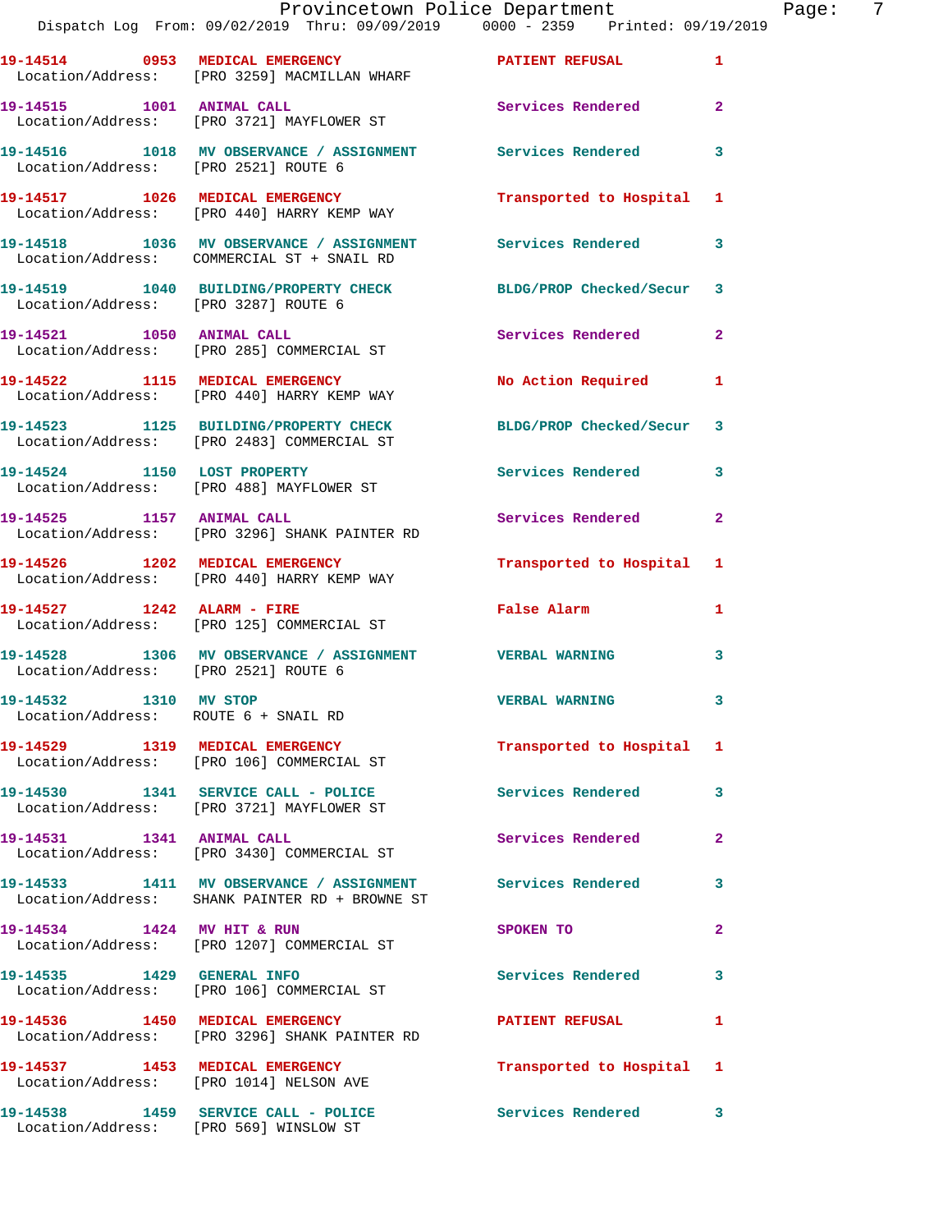| Call Number | Time | Call Reason | Action | Priority |
|---|---|---|---|---|
| 19-14514 | 0953 | MEDICAL EMERGENCY | PATIENT REFUSAL | 1 |
| Location/Address: | | [PRO 3259] MACMILLAN WHARF | | |
| 19-14515 | 1001 | ANIMAL CALL | Services Rendered | 2 |
| Location/Address: | | [PRO 3721] MAYFLOWER ST | | |
| 19-14516 | 1018 | MV OBSERVANCE / ASSIGNMENT | Services Rendered | 3 |
| Location/Address: | | [PRO 2521] ROUTE 6 | | |
| 19-14517 | 1026 | MEDICAL EMERGENCY | Transported to Hospital | 1 |
| Location/Address: | | [PRO 440] HARRY KEMP WAY | | |
| 19-14518 | 1036 | MV OBSERVANCE / ASSIGNMENT | Services Rendered | 3 |
| Location/Address: | | COMMERCIAL ST + SNAIL RD | | |
| 19-14519 | 1040 | BUILDING/PROPERTY CHECK | BLDG/PROP Checked/Secur | 3 |
| Location/Address: | | [PRO 3287] ROUTE 6 | | |
| 19-14521 | 1050 | ANIMAL CALL | Services Rendered | 2 |
| Location/Address: | | [PRO 285] COMMERCIAL ST | | |
| 19-14522 | 1115 | MEDICAL EMERGENCY | No Action Required | 1 |
| Location/Address: | | [PRO 440] HARRY KEMP WAY | | |
| 19-14523 | 1125 | BUILDING/PROPERTY CHECK | BLDG/PROP Checked/Secur | 3 |
| Location/Address: | | [PRO 2483] COMMERCIAL ST | | |
| 19-14524 | 1150 | LOST PROPERTY | Services Rendered | 3 |
| Location/Address: | | [PRO 488] MAYFLOWER ST | | |
| 19-14525 | 1157 | ANIMAL CALL | Services Rendered | 2 |
| Location/Address: | | [PRO 3296] SHANK PAINTER RD | | |
| 19-14526 | 1202 | MEDICAL EMERGENCY | Transported to Hospital | 1 |
| Location/Address: | | [PRO 440] HARRY KEMP WAY | | |
| 19-14527 | 1242 | ALARM - FIRE | False Alarm | 1 |
| Location/Address: | | [PRO 125] COMMERCIAL ST | | |
| 19-14528 | 1306 | MV OBSERVANCE / ASSIGNMENT | VERBAL WARNING | 3 |
| Location/Address: | | [PRO 2521] ROUTE 6 | | |
| 19-14532 | 1310 | MV STOP | VERBAL WARNING | 3 |
| Location/Address: | | ROUTE 6 + SNAIL RD | | |
| 19-14529 | 1319 | MEDICAL EMERGENCY | Transported to Hospital | 1 |
| Location/Address: | | [PRO 106] COMMERCIAL ST | | |
| 19-14530 | 1341 | SERVICE CALL - POLICE | Services Rendered | 3 |
| Location/Address: | | [PRO 3721] MAYFLOWER ST | | |
| 19-14531 | 1341 | ANIMAL CALL | Services Rendered | 2 |
| Location/Address: | | [PRO 3430] COMMERCIAL ST | | |
| 19-14533 | 1411 | MV OBSERVANCE / ASSIGNMENT | Services Rendered | 3 |
| Location/Address: | | SHANK PAINTER RD + BROWNE ST | | |
| 19-14534 | 1424 | MV HIT & RUN | SPOKEN TO | 2 |
| Location/Address: | | [PRO 1207] COMMERCIAL ST | | |
| 19-14535 | 1429 | GENERAL INFO | Services Rendered | 3 |
| Location/Address: | | [PRO 106] COMMERCIAL ST | | |
| 19-14536 | 1450 | MEDICAL EMERGENCY | PATIENT REFUSAL | 1 |
| Location/Address: | | [PRO 3296] SHANK PAINTER RD | | |
| 19-14537 | 1453 | MEDICAL EMERGENCY | Transported to Hospital | 1 |
| Location/Address: | | [PRO 1014] NELSON AVE | | |
| 19-14538 | 1459 | SERVICE CALL - POLICE | Services Rendered | 3 |
| Location/Address: | | [PRO 569] WINSLOW ST | | |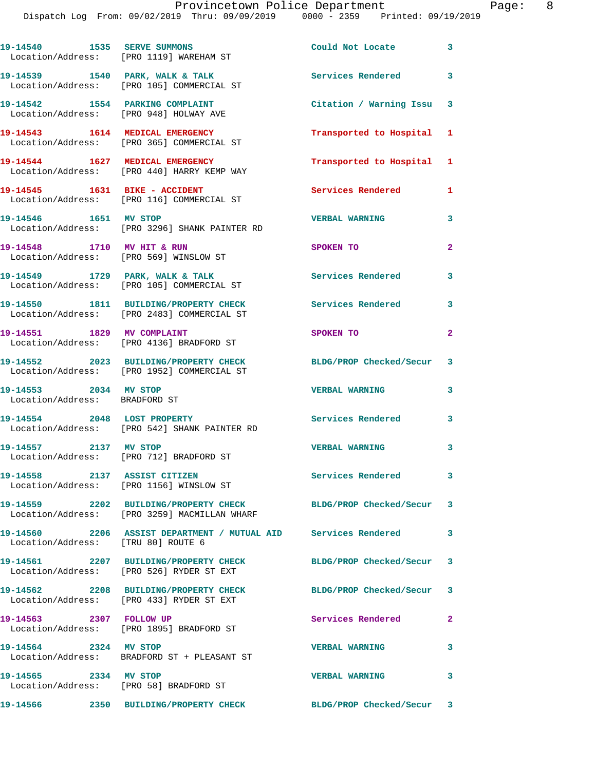19-14540 1535 SERVE SUMMONS Could Not Locate 3
Location/Address: [PRO 1119] WAREHAM ST

19-14539 1540 PARK, WALK & TALK Services Rendered 3
Location/Address: [PRO 105] COMMERCIAL ST

19-14542 1554 PARKING COMPLAINT Citation / Warning Issu 3
Location/Address: [PRO 948] HOLWAY AVE

19-14543 1614 MEDICAL EMERGENCY Transported to Hospital 1
Location/Address: [PRO 365] COMMERCIAL ST

19-14544 1627 MEDICAL EMERGENCY Transported to Hospital 1
Location/Address: [PRO 440] HARRY KEMP WAY

19-14545 1631 BIKE - ACCIDENT Services Rendered 1
Location/Address: [PRO 116] COMMERCIAL ST

19-14546 1651 MV STOP VERBAL WARNING 3
Location/Address: [PRO 3296] SHANK PAINTER RD

19-14548 1710 MV HIT & RUN SPOKEN TO 2
Location/Address: [PRO 569] WINSLOW ST

19-14549 1729 PARK, WALK & TALK Services Rendered 3
Location/Address: [PRO 105] COMMERCIAL ST

19-14550 1811 BUILDING/PROPERTY CHECK Services Rendered 3
Location/Address: [PRO 2483] COMMERCIAL ST

19-14551 1829 MV COMPLAINT SPOKEN TO 2
Location/Address: [PRO 4136] BRADFORD ST

19-14552 2023 BUILDING/PROPERTY CHECK BLDG/PROP Checked/Secur 3
Location/Address: [PRO 1952] COMMERCIAL ST

19-14553 2034 MV STOP VERBAL WARNING 3
Location/Address: BRADFORD ST

19-14554 2048 LOST PROPERTY Services Rendered 3
Location/Address: [PRO 542] SHANK PAINTER RD

19-14557 2137 MV STOP VERBAL WARNING 3
Location/Address: [PRO 712] BRADFORD ST

19-14558 2137 ASSIST CITIZEN Services Rendered 3
Location/Address: [PRO 1156] WINSLOW ST

19-14559 2202 BUILDING/PROPERTY CHECK BLDG/PROP Checked/Secur 3
Location/Address: [PRO 3259] MACMILLAN WHARF

19-14560 2206 ASSIST DEPARTMENT / MUTUAL AID Services Rendered 3
Location/Address: [TRU 80] ROUTE 6

19-14561 2207 BUILDING/PROPERTY CHECK BLDG/PROP Checked/Secur 3
Location/Address: [PRO 526] RYDER ST EXT

19-14562 2208 BUILDING/PROPERTY CHECK BLDG/PROP Checked/Secur 3
Location/Address: [PRO 433] RYDER ST EXT

19-14563 2307 FOLLOW UP Services Rendered 2
Location/Address: [PRO 1895] BRADFORD ST

19-14564 2324 MV STOP VERBAL WARNING 3
Location/Address: BRADFORD ST + PLEASANT ST

19-14565 2334 MV STOP VERBAL WARNING 3
Location/Address: [PRO 58] BRADFORD ST

19-14566 2350 BUILDING/PROPERTY CHECK BLDG/PROP Checked/Secur 3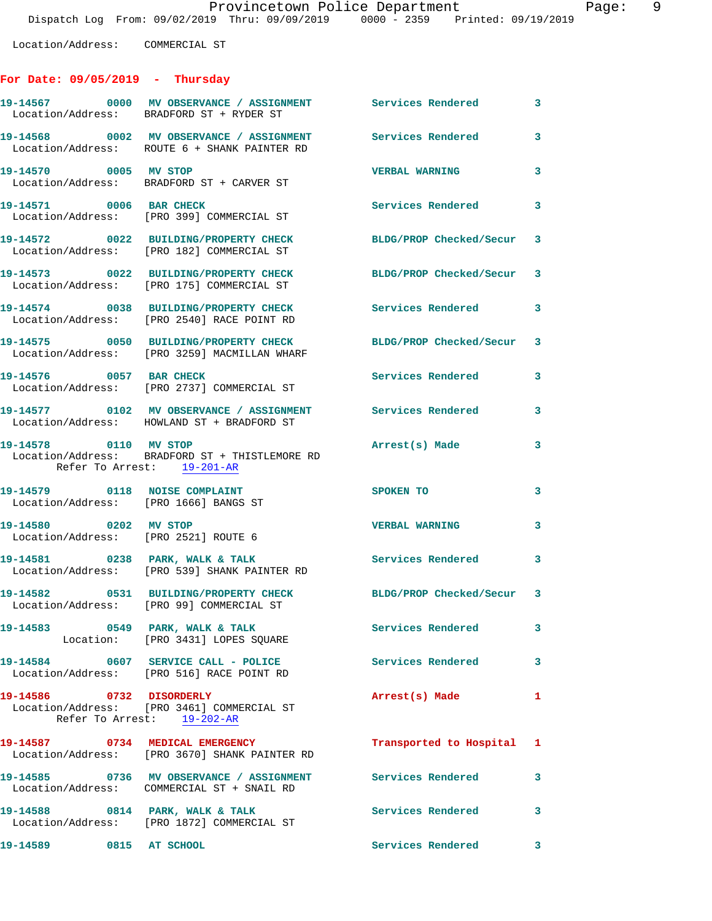Location/Address: COMMERCIAL ST

## For Date: 09/05/2019 - Thursday

**19-14567** 0000 **MV OBSERVANCE / ASSIGNMENT** Services Rendered 3
Location/Address: BRADFORD ST + RYDER ST

**19-14568** 0002 **MV OBSERVANCE / ASSIGNMENT** Services Rendered 3
Location/Address: ROUTE 6 + SHANK PAINTER RD

**19-14570** 0005 **MV STOP** VERBAL WARNING 3
Location/Address: BRADFORD ST + CARVER ST

**19-14571** 0006 **BAR CHECK** Services Rendered 3
Location/Address: [PRO 399] COMMERCIAL ST

**19-14572** 0022 **BUILDING/PROPERTY CHECK** BLDG/PROP Checked/Secur 3
Location/Address: [PRO 182] COMMERCIAL ST

**19-14573** 0022 **BUILDING/PROPERTY CHECK** BLDG/PROP Checked/Secur 3
Location/Address: [PRO 175] COMMERCIAL ST

**19-14574** 0038 **BUILDING/PROPERTY CHECK** Services Rendered 3
Location/Address: [PRO 2540] RACE POINT RD

**19-14575** 0050 **BUILDING/PROPERTY CHECK** BLDG/PROP Checked/Secur 3
Location/Address: [PRO 3259] MACMILLAN WHARF

**19-14576** 0057 **BAR CHECK** Services Rendered 3
Location/Address: [PRO 2737] COMMERCIAL ST

**19-14577** 0102 **MV OBSERVANCE / ASSIGNMENT** Services Rendered 3
Location/Address: HOWLAND ST + BRADFORD ST

**19-14578** 0110 **MV STOP** Arrest(s) Made 3
Location/Address: BRADFORD ST + THISTLEMORE RD
Refer To Arrest: 19-201-AR

**19-14579** 0118 **NOISE COMPLAINT** SPOKEN TO 3
Location/Address: [PRO 1666] BANGS ST

**19-14580** 0202 **MV STOP** VERBAL WARNING 3
Location/Address: [PRO 2521] ROUTE 6

**19-14581** 0238 **PARK, WALK & TALK** Services Rendered 3
Location/Address: [PRO 539] SHANK PAINTER RD

**19-14582** 0531 **BUILDING/PROPERTY CHECK** BLDG/PROP Checked/Secur 3
Location/Address: [PRO 99] COMMERCIAL ST

**19-14583** 0549 **PARK, WALK & TALK** Services Rendered 3
Location: [PRO 3431] LOPES SQUARE

**19-14584** 0607 **SERVICE CALL - POLICE** Services Rendered 3
Location/Address: [PRO 516] RACE POINT RD

**19-14586** 0732 **DISORDERLY** Arrest(s) Made 1
Location/Address: [PRO 3461] COMMERCIAL ST
Refer To Arrest: 19-202-AR

**19-14587** 0734 **MEDICAL EMERGENCY** Transported to Hospital 1
Location/Address: [PRO 3670] SHANK PAINTER RD

**19-14585** 0736 **MV OBSERVANCE / ASSIGNMENT** Services Rendered 3
Location/Address: COMMERCIAL ST + SNAIL RD

**19-14588** 0814 **PARK, WALK & TALK** Services Rendered 3
Location/Address: [PRO 1872] COMMERCIAL ST

**19-14589** 0815 **AT SCHOOL** Services Rendered 3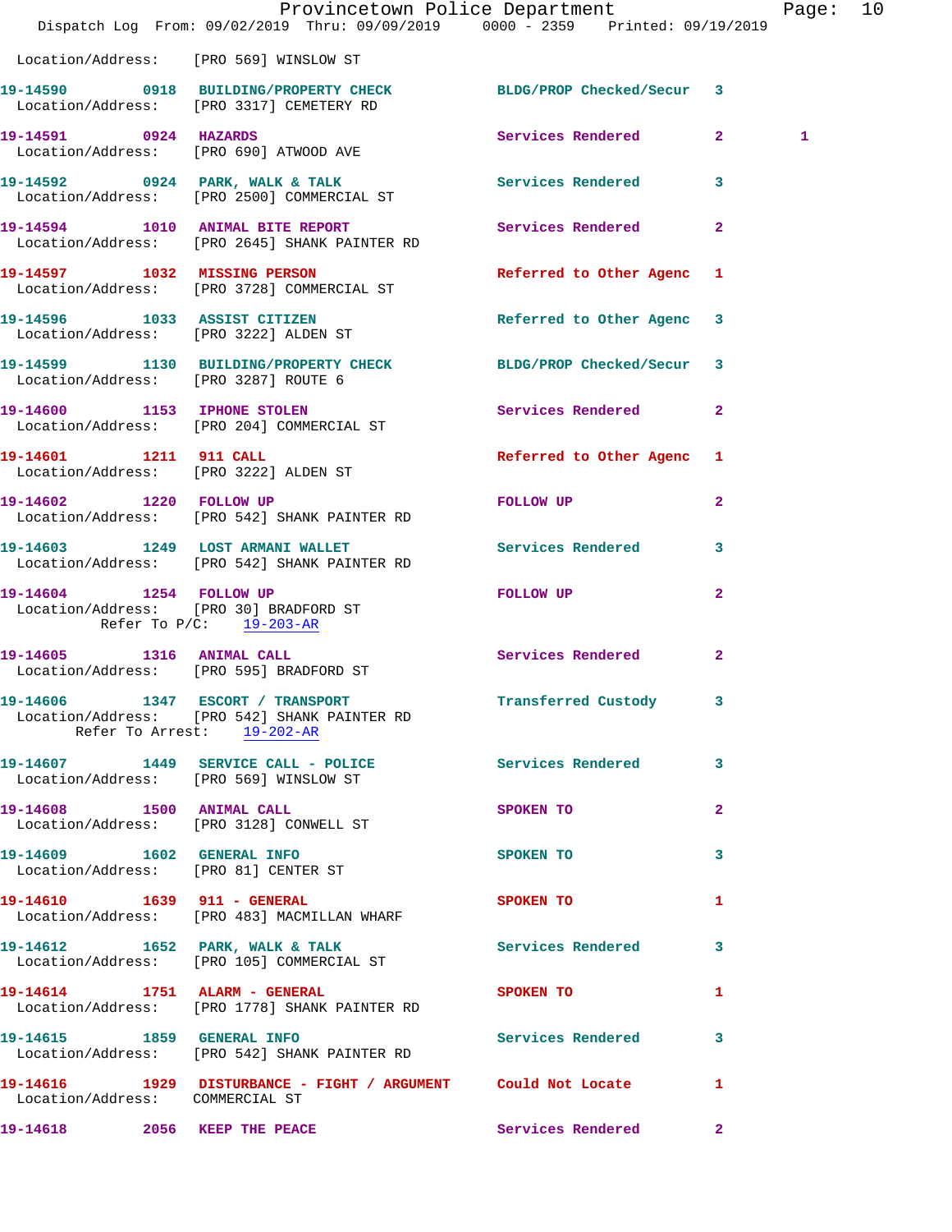Location/Address: [PRO 569] WINSLOW ST

**19-14590** 0918 **BUILDING/PROPERTY CHECK** BLDG/PROP Checked/Secur 3
Location/Address: [PRO 3317] CEMETERY RD

**19-14591** 0924 **HAZARDS** Services Rendered 2 1
Location/Address: [PRO 690] ATWOOD AVE

**19-14592** 0924 **PARK, WALK & TALK** Services Rendered 3
Location/Address: [PRO 2500] COMMERCIAL ST

**19-14594** 1010 **ANIMAL BITE REPORT** Services Rendered 2
Location/Address: [PRO 2645] SHANK PAINTER RD

**19-14597** 1032 **MISSING PERSON** Referred to Other Agenc 1
Location/Address: [PRO 3728] COMMERCIAL ST

**19-14596** 1033 **ASSIST CITIZEN** Referred to Other Agenc 3
Location/Address: [PRO 3222] ALDEN ST

**19-14599** 1130 **BUILDING/PROPERTY CHECK** BLDG/PROP Checked/Secur 3
Location/Address: [PRO 3287] ROUTE 6

**19-14600** 1153 **IPHONE STOLEN** Services Rendered 2
Location/Address: [PRO 204] COMMERCIAL ST

**19-14601** 1211 **911 CALL** Referred to Other Agenc 1
Location/Address: [PRO 3222] ALDEN ST

**19-14602** 1220 **FOLLOW UP** FOLLOW UP 2
Location/Address: [PRO 542] SHANK PAINTER RD

**19-14603** 1249 **LOST ARMANI WALLET** Services Rendered 3
Location/Address: [PRO 542] SHANK PAINTER RD

**19-14604** 1254 **FOLLOW UP** FOLLOW UP 2
Location/Address: [PRO 30] BRADFORD ST
Refer To P/C: 19-203-AR

**19-14605** 1316 **ANIMAL CALL** Services Rendered 2
Location/Address: [PRO 595] BRADFORD ST

**19-14606** 1347 **ESCORT / TRANSPORT** Transferred Custody 3
Location/Address: [PRO 542] SHANK PAINTER RD
Refer To Arrest: 19-202-AR

**19-14607** 1449 **SERVICE CALL - POLICE** Services Rendered 3
Location/Address: [PRO 569] WINSLOW ST

**19-14608** 1500 **ANIMAL CALL** SPOKEN TO 2
Location/Address: [PRO 3128] CONWELL ST

**19-14609** 1602 **GENERAL INFO** SPOKEN TO 3
Location/Address: [PRO 81] CENTER ST

**19-14610** 1639 **911 - GENERAL** SPOKEN TO 1
Location/Address: [PRO 483] MACMILLAN WHARF

**19-14612** 1652 **PARK, WALK & TALK** Services Rendered 3
Location/Address: [PRO 105] COMMERCIAL ST

**19-14614** 1751 **ALARM - GENERAL** SPOKEN TO 1
Location/Address: [PRO 1778] SHANK PAINTER RD

**19-14615** 1859 **GENERAL INFO** Services Rendered 3
Location/Address: [PRO 542] SHANK PAINTER RD

**19-14616** 1929 **DISTURBANCE - FIGHT / ARGUMENT** Could Not Locate 1
Location/Address: COMMERCIAL ST

**19-14618** 2056 **KEEP THE PEACE** Services Rendered 2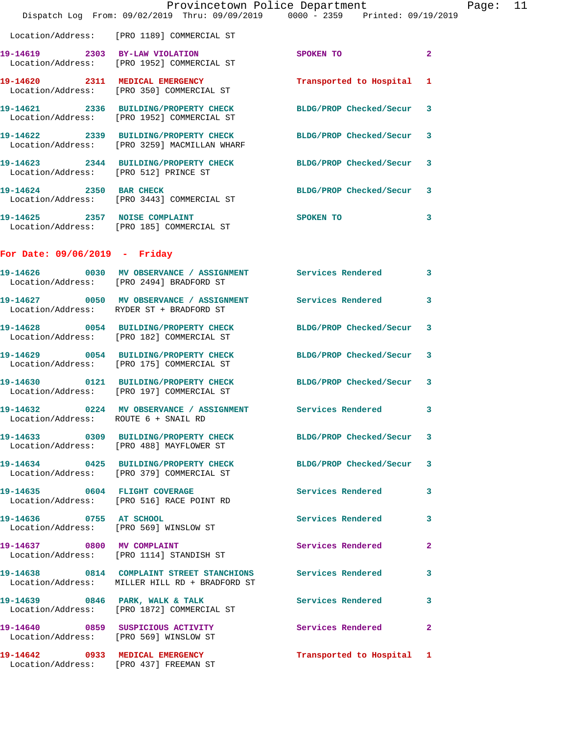Location/Address: [PRO 1189] COMMERCIAL ST

| Call Number | Time | Call Reason | Action | Priority |
|---|---|---|---|---|
| 19-14619 | 2303 | BY-LAW VIOLATION | SPOKEN TO | 2 |
| | | Location/Address: [PRO 1952] COMMERCIAL ST | | |
| 19-14620 | 2311 | MEDICAL EMERGENCY | Transported to Hospital | 1 |
| | | Location/Address: [PRO 350] COMMERCIAL ST | | |
| 19-14621 | 2336 | BUILDING/PROPERTY CHECK | BLDG/PROP Checked/Secur | 3 |
| | | Location/Address: [PRO 1952] COMMERCIAL ST | | |
| 19-14622 | 2339 | BUILDING/PROPERTY CHECK | BLDG/PROP Checked/Secur | 3 |
| | | Location/Address: [PRO 3259] MACMILLAN WHARF | | |
| 19-14623 | 2344 | BUILDING/PROPERTY CHECK | BLDG/PROP Checked/Secur | 3 |
| | | Location/Address: [PRO 512] PRINCE ST | | |
| 19-14624 | 2350 | BAR CHECK | BLDG/PROP Checked/Secur | 3 |
| | | Location/Address: [PRO 3443] COMMERCIAL ST | | |
| 19-14625 | 2357 | NOISE COMPLAINT | SPOKEN TO | 3 |
| | | Location/Address: [PRO 185] COMMERCIAL ST | | |

## For Date: 09/06/2019 - Friday

| Call Number | Time | Call Reason | Action | Priority |
|---|---|---|---|---|
| 19-14626 | 0030 | MV OBSERVANCE / ASSIGNMENT | Services Rendered | 3 |
| | | Location/Address: [PRO 2494] BRADFORD ST | | |
| 19-14627 | 0050 | MV OBSERVANCE / ASSIGNMENT | Services Rendered | 3 |
| | | Location/Address: RYDER ST + BRADFORD ST | | |
| 19-14628 | 0054 | BUILDING/PROPERTY CHECK | BLDG/PROP Checked/Secur | 3 |
| | | Location/Address: [PRO 182] COMMERCIAL ST | | |
| 19-14629 | 0054 | BUILDING/PROPERTY CHECK | BLDG/PROP Checked/Secur | 3 |
| | | Location/Address: [PRO 175] COMMERCIAL ST | | |
| 19-14630 | 0121 | BUILDING/PROPERTY CHECK | BLDG/PROP Checked/Secur | 3 |
| | | Location/Address: [PRO 197] COMMERCIAL ST | | |
| 19-14632 | 0224 | MV OBSERVANCE / ASSIGNMENT | Services Rendered | 3 |
| | | Location/Address: ROUTE 6 + SNAIL RD | | |
| 19-14633 | 0309 | BUILDING/PROPERTY CHECK | BLDG/PROP Checked/Secur | 3 |
| | | Location/Address: [PRO 488] MAYFLOWER ST | | |
| 19-14634 | 0425 | BUILDING/PROPERTY CHECK | BLDG/PROP Checked/Secur | 3 |
| | | Location/Address: [PRO 379] COMMERCIAL ST | | |
| 19-14635 | 0604 | FLIGHT COVERAGE | Services Rendered | 3 |
| | | Location/Address: [PRO 516] RACE POINT RD | | |
| 19-14636 | 0755 | AT SCHOOL | Services Rendered | 3 |
| | | Location/Address: [PRO 569] WINSLOW ST | | |
| 19-14637 | 0800 | MV COMPLAINT | Services Rendered | 2 |
| | | Location/Address: [PRO 1114] STANDISH ST | | |
| 19-14638 | 0814 | COMPLAINT STREET STANCHIONS | Services Rendered | 3 |
| | | Location/Address: MILLER HILL RD + BRADFORD ST | | |
| 19-14639 | 0846 | PARK, WALK & TALK | Services Rendered | 3 |
| | | Location/Address: [PRO 1872] COMMERCIAL ST | | |
| 19-14640 | 0859 | SUSPICIOUS ACTIVITY | Services Rendered | 2 |
| | | Location/Address: [PRO 569] WINSLOW ST | | |
| 19-14642 | 0933 | MEDICAL EMERGENCY | Transported to Hospital | 1 |
| | | Location/Address: [PRO 437] FREEMAN ST | | |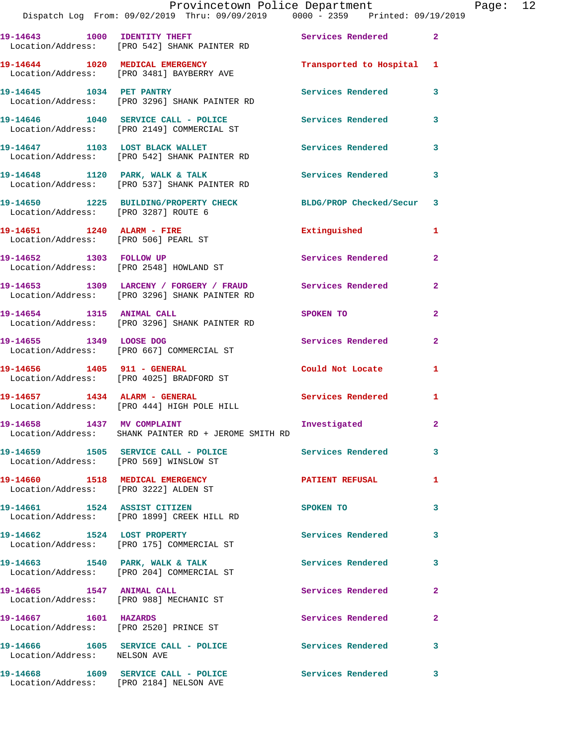19-14643 1000 IDENTITY THEFT Services Rendered 2
Location/Address: [PRO 542] SHANK PAINTER RD

19-14644 1020 MEDICAL EMERGENCY Transported to Hospital 1
Location/Address: [PRO 3481] BAYBERRY AVE

19-14645 1034 PET PANTRY Services Rendered 3
Location/Address: [PRO 3296] SHANK PAINTER RD

19-14646 1040 SERVICE CALL - POLICE Services Rendered 3
Location/Address: [PRO 2149] COMMERCIAL ST

19-14647 1103 LOST BLACK WALLET Services Rendered 3
Location/Address: [PRO 542] SHANK PAINTER RD

19-14648 1120 PARK, WALK & TALK Services Rendered 3
Location/Address: [PRO 537] SHANK PAINTER RD

19-14650 1225 BUILDING/PROPERTY CHECK BLDG/PROP Checked/Secur 3
Location/Address: [PRO 3287] ROUTE 6

19-14651 1240 ALARM - FIRE Extinguished 1
Location/Address: [PRO 506] PEARL ST

19-14652 1303 FOLLOW UP Services Rendered 2
Location/Address: [PRO 2548] HOWLAND ST

19-14653 1309 LARCENY / FORGERY / FRAUD Services Rendered 2
Location/Address: [PRO 3296] SHANK PAINTER RD

19-14654 1315 ANIMAL CALL SPOKEN TO 2
Location/Address: [PRO 3296] SHANK PAINTER RD

19-14655 1349 LOOSE DOG Services Rendered 2
Location/Address: [PRO 667] COMMERCIAL ST

19-14656 1405 911 - GENERAL Could Not Locate 1
Location/Address: [PRO 4025] BRADFORD ST

19-14657 1434 ALARM - GENERAL Services Rendered 1
Location/Address: [PRO 444] HIGH POLE HILL

19-14658 1437 MV COMPLAINT Investigated 2
Location/Address: SHANK PAINTER RD + JEROME SMITH RD

19-14659 1505 SERVICE CALL - POLICE Services Rendered 3
Location/Address: [PRO 569] WINSLOW ST

19-14660 1518 MEDICAL EMERGENCY PATIENT REFUSAL 1
Location/Address: [PRO 3222] ALDEN ST

19-14661 1524 ASSIST CITIZEN SPOKEN TO 3
Location/Address: [PRO 1899] CREEK HILL RD

19-14662 1524 LOST PROPERTY Services Rendered 3
Location/Address: [PRO 175] COMMERCIAL ST

19-14663 1540 PARK, WALK & TALK Services Rendered 3
Location/Address: [PRO 204] COMMERCIAL ST

19-14665 1547 ANIMAL CALL Services Rendered 2
Location/Address: [PRO 988] MECHANIC ST

19-14667 1601 HAZARDS Services Rendered 2
Location/Address: [PRO 2520] PRINCE ST

19-14666 1605 SERVICE CALL - POLICE Services Rendered 3
Location/Address: NELSON AVE

19-14668 1609 SERVICE CALL - POLICE Services Rendered 3
Location/Address: [PRO 2184] NELSON AVE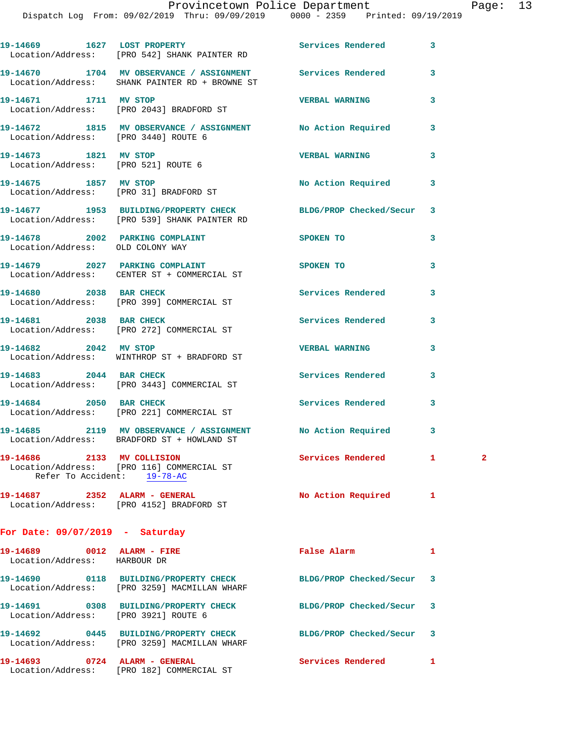19-14669 1627 LOST PROPERTY Services Rendered 3
Location/Address: [PRO 542] SHANK PAINTER RD

19-14670 1704 MV OBSERVATION / ASSIGNMENT Services Rendered 3
Location/Address: SHANK PAINTER RD + BROWNE ST

19-14671 1711 MV STOP VERBAL WARNING 3
Location/Address: [PRO 2043] BRADFORD ST

19-14672 1815 MV OBSERVATION / ASSIGNMENT No Action Required 3
Location/Address: [PRO 3440] ROUTE 6

19-14673 1821 MV STOP VERBAL WARNING 3
Location/Address: [PRO 521] ROUTE 6

19-14675 1857 MV STOP No Action Required 3
Location/Address: [PRO 31] BRADFORD ST

19-14677 1953 BUILDING/PROPERTY CHECK BLDG/PROP Checked/Secur 3
Location/Address: [PRO 539] SHANK PAINTER RD

19-14678 2002 PARKING COMPLAINT SPOKEN TO 3
Location/Address: OLD COLONY WAY

19-14679 2027 PARKING COMPLAINT SPOKEN TO 3
Location/Address: CENTER ST + COMMERCIAL ST

19-14680 2038 BAR CHECK Services Rendered 3
Location/Address: [PRO 399] COMMERCIAL ST

19-14681 2038 BAR CHECK Services Rendered 3
Location/Address: [PRO 272] COMMERCIAL ST

19-14682 2042 MV STOP VERBAL WARNING 3
Location/Address: WINTHROP ST + BRADFORD ST

19-14683 2044 BAR CHECK Services Rendered 3
Location/Address: [PRO 3443] COMMERCIAL ST

19-14684 2050 BAR CHECK Services Rendered 3
Location/Address: [PRO 221] COMMERCIAL ST

19-14685 2119 MV OBSERVATION / ASSIGNMENT No Action Required 3
Location/Address: BRADFORD ST + HOWLAND ST

19-14686 2133 MV COLLISION Services Rendered 1 2
Location/Address: [PRO 116] COMMERCIAL ST
Refer To Accident: 19-78-AC

19-14687 2352 ALARM - GENERAL No Action Required 1
Location/Address: [PRO 4152] BRADFORD ST

**For Date: 09/07/2019 - Saturday**

19-14689 0012 ALARM - FIRE False Alarm 1
Location/Address: HARBOUR DR

19-14690 0118 BUILDING/PROPERTY CHECK BLDG/PROP Checked/Secur 3
Location/Address: [PRO 3259] MACMILLAN WHARF

19-14691 0308 BUILDING/PROPERTY CHECK BLDG/PROP Checked/Secur 3
Location/Address: [PRO 3921] ROUTE 6

19-14692 0445 BUILDING/PROPERTY CHECK BLDG/PROP Checked/Secur 3
Location/Address: [PRO 3259] MACMILLAN WHARF

19-14693 0724 ALARM - GENERAL Services Rendered 1
Location/Address: [PRO 182] COMMERCIAL ST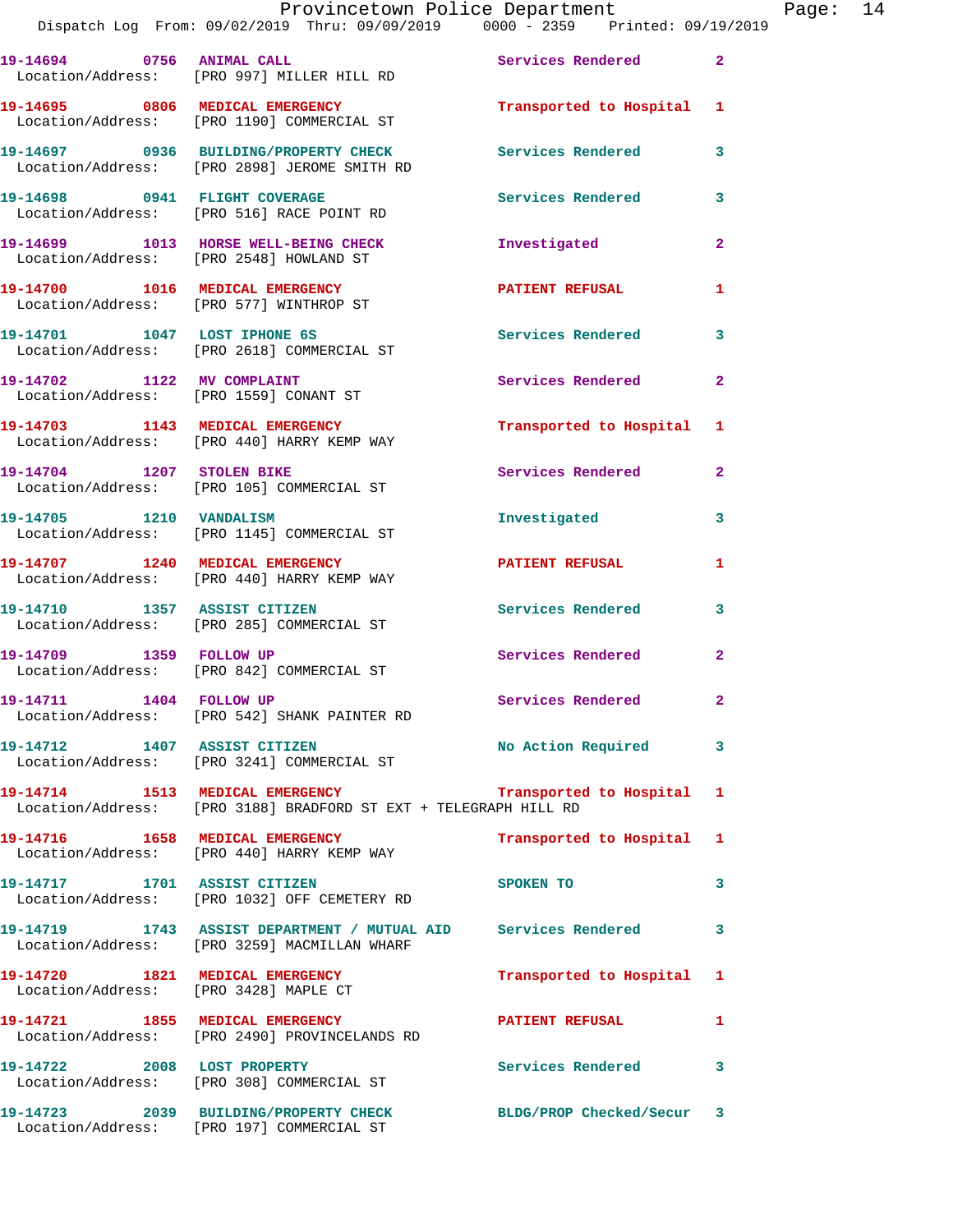| Call # | Time | Call Reason | Action | Priority |
|---|---|---|---|---|
| 19-14694 | 0756 | ANIMAL CALL | Services Rendered | 2 |
| | | Location/Address: [PRO 997] MILLER HILL RD | | |
| 19-14695 | 0806 | MEDICAL EMERGENCY | Transported to Hospital | 1 |
| | | Location/Address: [PRO 1190] COMMERCIAL ST | | |
| 19-14697 | 0936 | BUILDING/PROPERTY CHECK | Services Rendered | 3 |
| | | Location/Address: [PRO 2898] JEROME SMITH RD | | |
| 19-14698 | 0941 | FLIGHT COVERAGE | Services Rendered | 3 |
| | | Location/Address: [PRO 516] RACE POINT RD | | |
| 19-14699 | 1013 | HORSE WELL-BEING CHECK | Investigated | 2 |
| | | Location/Address: [PRO 2548] HOWLAND ST | | |
| 19-14700 | 1016 | MEDICAL EMERGENCY | PATIENT REFUSAL | 1 |
| | | Location/Address: [PRO 577] WINTHROP ST | | |
| 19-14701 | 1047 | LOST IPHONE 6S | Services Rendered | 3 |
| | | Location/Address: [PRO 2618] COMMERCIAL ST | | |
| 19-14702 | 1122 | MV COMPLAINT | Services Rendered | 2 |
| | | Location/Address: [PRO 1559] CONANT ST | | |
| 19-14703 | 1143 | MEDICAL EMERGENCY | Transported to Hospital | 1 |
| | | Location/Address: [PRO 440] HARRY KEMP WAY | | |
| 19-14704 | 1207 | STOLEN BIKE | Services Rendered | 2 |
| | | Location/Address: [PRO 105] COMMERCIAL ST | | |
| 19-14705 | 1210 | VANDALISM | Investigated | 3 |
| | | Location/Address: [PRO 1145] COMMERCIAL ST | | |
| 19-14707 | 1240 | MEDICAL EMERGENCY | PATIENT REFUSAL | 1 |
| | | Location/Address: [PRO 440] HARRY KEMP WAY | | |
| 19-14710 | 1357 | ASSIST CITIZEN | Services Rendered | 3 |
| | | Location/Address: [PRO 285] COMMERCIAL ST | | |
| 19-14709 | 1359 | FOLLOW UP | Services Rendered | 2 |
| | | Location/Address: [PRO 842] COMMERCIAL ST | | |
| 19-14711 | 1404 | FOLLOW UP | Services Rendered | 2 |
| | | Location/Address: [PRO 542] SHANK PAINTER RD | | |
| 19-14712 | 1407 | ASSIST CITIZEN | No Action Required | 3 |
| | | Location/Address: [PRO 3241] COMMERCIAL ST | | |
| 19-14714 | 1513 | MEDICAL EMERGENCY | Transported to Hospital | 1 |
| | | Location/Address: [PRO 3188] BRADFORD ST EXT + TELEGRAPH HILL RD | | |
| 19-14716 | 1658 | MEDICAL EMERGENCY | Transported to Hospital | 1 |
| | | Location/Address: [PRO 440] HARRY KEMP WAY | | |
| 19-14717 | 1701 | ASSIST CITIZEN | SPOKEN TO | 3 |
| | | Location/Address: [PRO 1032] OFF CEMETERY RD | | |
| 19-14719 | 1743 | ASSIST DEPARTMENT / MUTUAL AID | Services Rendered | 3 |
| | | Location/Address: [PRO 3259] MACMILLAN WHARF | | |
| 19-14720 | 1821 | MEDICAL EMERGENCY | Transported to Hospital | 1 |
| | | Location/Address: [PRO 3428] MAPLE CT | | |
| 19-14721 | 1855 | MEDICAL EMERGENCY | PATIENT REFUSAL | 1 |
| | | Location/Address: [PRO 2490] PROVINCELANDS RD | | |
| 19-14722 | 2008 | LOST PROPERTY | Services Rendered | 3 |
| | | Location/Address: [PRO 308] COMMERCIAL ST | | |
| 19-14723 | 2039 | BUILDING/PROPERTY CHECK | BLDG/PROP Checked/Secur | 3 |
| | | Location/Address: [PRO 197] COMMERCIAL ST | | |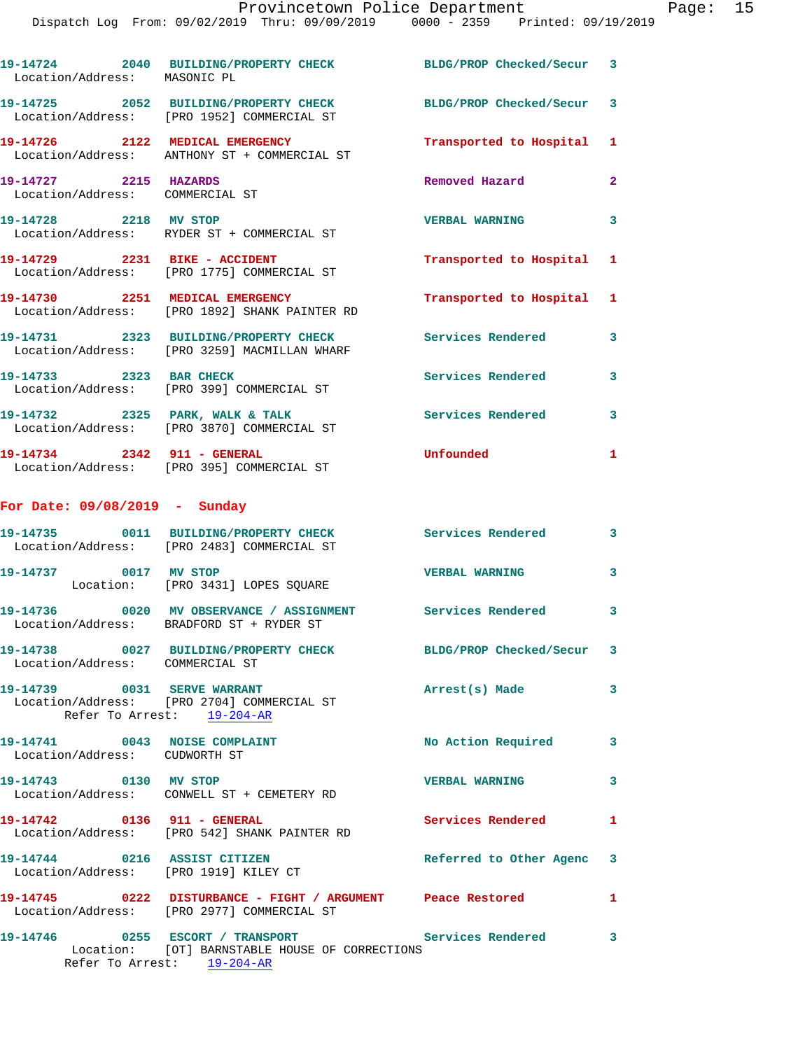19-14724 2040 BUILDING/PROPERTY CHECK BLDG/PROP Checked/Secur 3
Location/Address: MASONIC PL

19-14725 2052 BUILDING/PROPERTY CHECK BLDG/PROP Checked/Secur 3
Location/Address: [PRO 1952] COMMERCIAL ST

19-14726 2122 MEDICAL EMERGENCY Transported to Hospital 1
Location/Address: ANTHONY ST + COMMERCIAL ST

19-14727 2215 HAZARDS Removed Hazard 2
Location/Address: COMMERCIAL ST

19-14728 2218 MV STOP VERBAL WARNING 3
Location/Address: RYDER ST + COMMERCIAL ST

19-14729 2231 BIKE - ACCIDENT Transported to Hospital 1
Location/Address: [PRO 1775] COMMERCIAL ST

19-14730 2251 MEDICAL EMERGENCY Transported to Hospital 1
Location/Address: [PRO 1892] SHANK PAINTER RD

19-14731 2323 BUILDING/PROPERTY CHECK Services Rendered 3
Location/Address: [PRO 3259] MACMILLAN WHARF

19-14733 2323 BAR CHECK Services Rendered 3
Location/Address: [PRO 399] COMMERCIAL ST

19-14732 2325 PARK, WALK & TALK Services Rendered 3
Location/Address: [PRO 3870] COMMERCIAL ST

19-14734 2342 911 - GENERAL Unfounded 1
Location/Address: [PRO 395] COMMERCIAL ST

## For Date: 09/08/2019 - Sunday

19-14735 0011 BUILDING/PROPERTY CHECK Services Rendered 3
Location/Address: [PRO 2483] COMMERCIAL ST

19-14737 0017 MV STOP VERBAL WARNING 3
Location: [PRO 3431] LOPES SQUARE

19-14736 0020 MV OBSERVANCE / ASSIGNMENT Services Rendered 3
Location/Address: BRADFORD ST + RYDER ST

19-14738 0027 BUILDING/PROPERTY CHECK BLDG/PROP Checked/Secur 3
Location/Address: COMMERCIAL ST

19-14739 0031 SERVE WARRANT Arrest(s) Made 3
Location/Address: [PRO 2704] COMMERCIAL ST
Refer To Arrest: 19-204-AR

19-14741 0043 NOISE COMPLAINT No Action Required 3
Location/Address: CUDWORTH ST

19-14743 0130 MV STOP VERBAL WARNING 3
Location/Address: CONWELL ST + CEMETERY RD

19-14742 0136 911 - GENERAL Services Rendered 1
Location/Address: [PRO 542] SHANK PAINTER RD

19-14744 0216 ASSIST CITIZEN Referred to Other Agenc 3
Location/Address: [PRO 1919] KILEY CT

19-14745 0222 DISTURBANCE - FIGHT / ARGUMENT Peace Restored 1
Location/Address: [PRO 2977] COMMERCIAL ST

19-14746 0255 ESCORT / TRANSPORT Services Rendered 3
Location: [OT] BARNSTABLE HOUSE OF CORRECTIONS
Refer To Arrest: 19-204-AR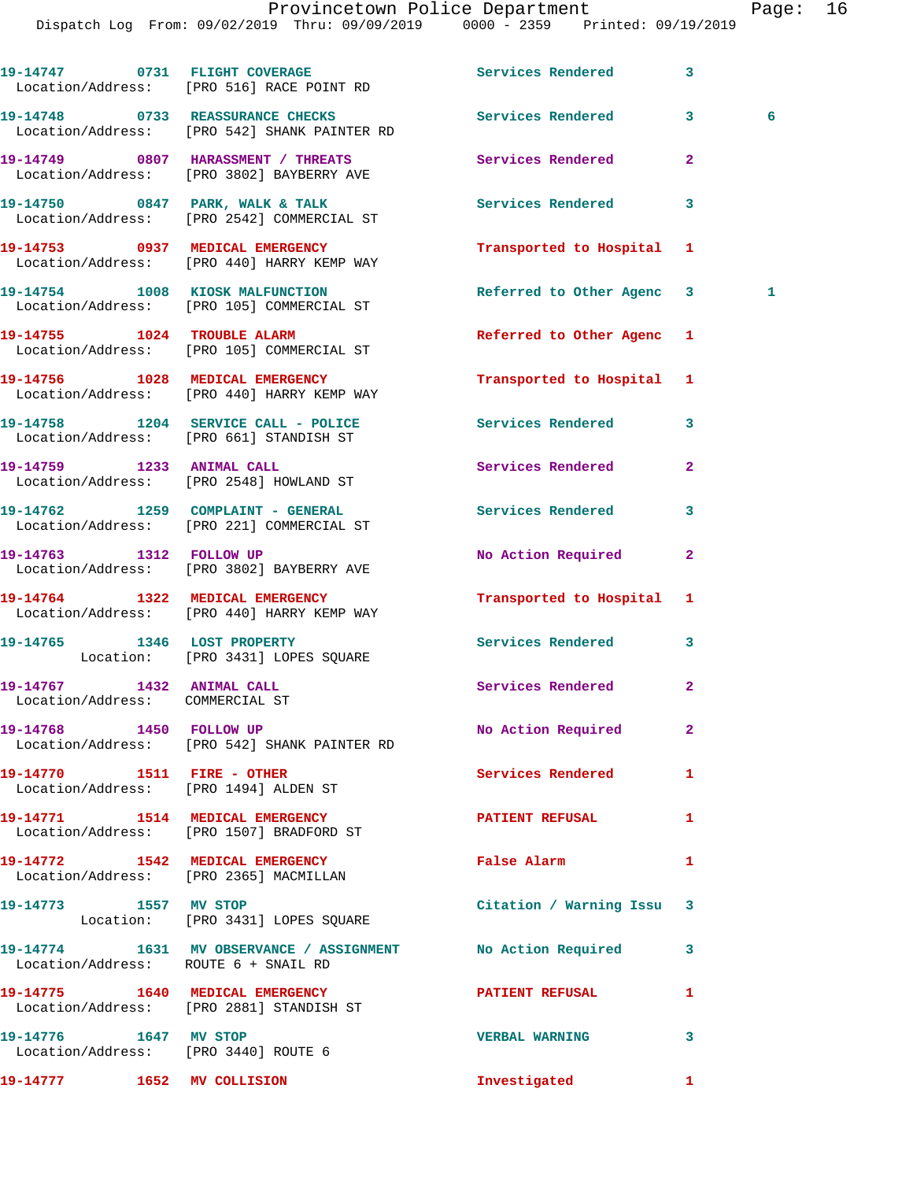19-14747 0731 FLIGHT COVERAGE Services Rendered 3
Location/Address: [PRO 516] RACE POINT RD

19-14748 0733 REASSURANCE CHECKS Services Rendered 3 6
Location/Address: [PRO 542] SHANK PAINTER RD

19-14749 0807 HARASSMENT / THREATS Services Rendered 2
Location/Address: [PRO 3802] BAYBERRY AVE

19-14750 0847 PARK, WALK & TALK Services Rendered 3
Location/Address: [PRO 2542] COMMERCIAL ST

19-14753 0937 MEDICAL EMERGENCY Transported to Hospital 1
Location/Address: [PRO 440] HARRY KEMP WAY

19-14754 1008 KIOSK MALFUNCTION Referred to Other Agenc 3 1
Location/Address: [PRO 105] COMMERCIAL ST

19-14755 1024 TROUBLE ALARM Referred to Other Agenc 1
Location/Address: [PRO 105] COMMERCIAL ST

19-14756 1028 MEDICAL EMERGENCY Transported to Hospital 1
Location/Address: [PRO 440] HARRY KEMP WAY

19-14758 1204 SERVICE CALL - POLICE Services Rendered 3
Location/Address: [PRO 661] STANDISH ST

19-14759 1233 ANIMAL CALL Services Rendered 2
Location/Address: [PRO 2548] HOWLAND ST

19-14762 1259 COMPLAINT - GENERAL Services Rendered 3
Location/Address: [PRO 221] COMMERCIAL ST

19-14763 1312 FOLLOW UP No Action Required 2
Location/Address: [PRO 3802] BAYBERRY AVE

19-14764 1322 MEDICAL EMERGENCY Transported to Hospital 1
Location/Address: [PRO 440] HARRY KEMP WAY

19-14765 1346 LOST PROPERTY Services Rendered 3
Location: [PRO 3431] LOPES SQUARE

19-14767 1432 ANIMAL CALL Services Rendered 2
Location/Address: COMMERCIAL ST

19-14768 1450 FOLLOW UP No Action Required 2
Location/Address: [PRO 542] SHANK PAINTER RD

19-14770 1511 FIRE - OTHER Services Rendered 1
Location/Address: [PRO 1494] ALDEN ST

19-14771 1514 MEDICAL EMERGENCY PATIENT REFUSAL 1
Location/Address: [PRO 1507] BRADFORD ST

19-14772 1542 MEDICAL EMERGENCY False Alarm 1
Location/Address: [PRO 2365] MACMILLAN

19-14773 1557 MV STOP Citation / Warning Issu 3
Location: [PRO 3431] LOPES SQUARE

19-14774 1631 MV OBSERVANCE / ASSIGNMENT No Action Required 3
Location/Address: ROUTE 6 + SNAIL RD

19-14775 1640 MEDICAL EMERGENCY PATIENT REFUSAL 1
Location/Address: [PRO 2881] STANDISH ST

19-14776 1647 MV STOP VERBAL WARNING 3
Location/Address: [PRO 3440] ROUTE 6

19-14777 1652 MV COLLISION Investigated 1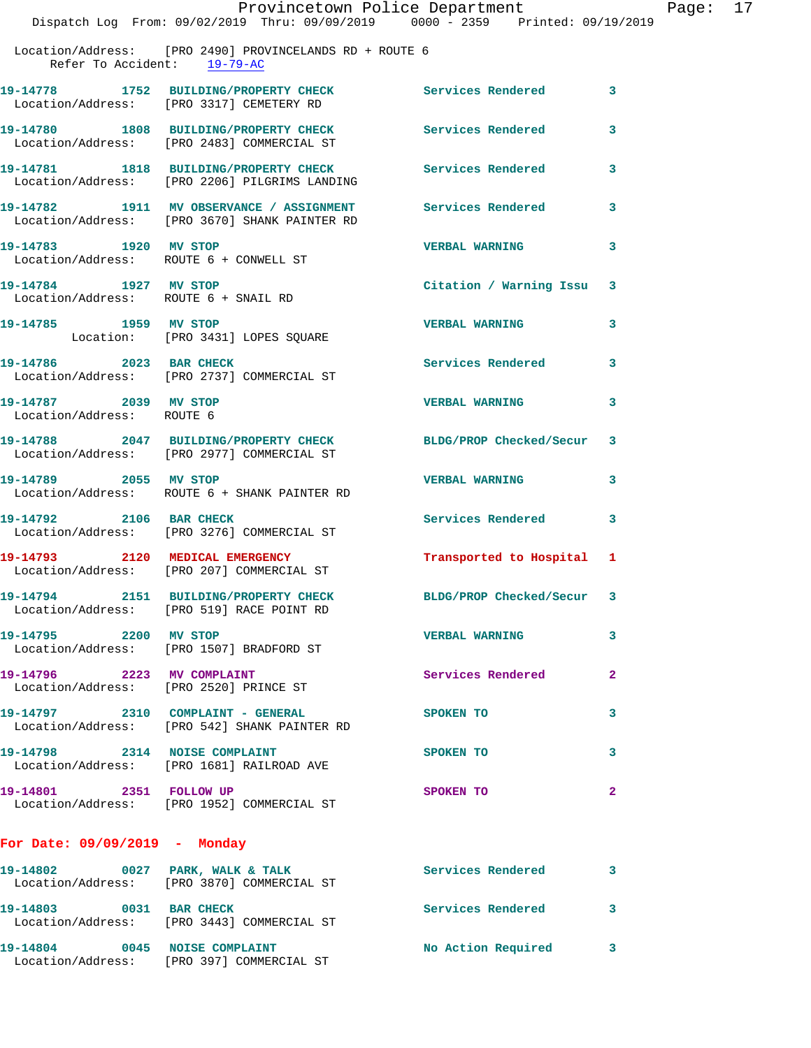Location/Address: [PRO 2490] PROVINCELANDS RD + ROUTE 6
Refer To Accident: 19-79-AC

19-14778 1752 BUILDING/PROPERTY CHECK Services Rendered 3
Location/Address: [PRO 3317] CEMETERY RD

19-14780 1808 BUILDING/PROPERTY CHECK Services Rendered 3
Location/Address: [PRO 2483] COMMERCIAL ST

19-14781 1818 BUILDING/PROPERTY CHECK Services Rendered 3
Location/Address: [PRO 2206] PILGRIMS LANDING

19-14782 1911 MV OBSERVANCE / ASSIGNMENT Services Rendered 3
Location/Address: [PRO 3670] SHANK PAINTER RD

19-14783 1920 MV STOP VERBAL WARNING 3
Location/Address: ROUTE 6 + CONWELL ST

19-14784 1927 MV STOP Citation / Warning Issu 3
Location/Address: ROUTE 6 + SNAIL RD

19-14785 1959 MV STOP VERBAL WARNING 3
Location: [PRO 3431] LOPES SQUARE

19-14786 2023 BAR CHECK Services Rendered 3
Location/Address: [PRO 2737] COMMERCIAL ST

19-14787 2039 MV STOP VERBAL WARNING 3
Location/Address: ROUTE 6

19-14788 2047 BUILDING/PROPERTY CHECK BLDG/PROP Checked/Secur 3
Location/Address: [PRO 2977] COMMERCIAL ST

19-14789 2055 MV STOP VERBAL WARNING 3
Location/Address: ROUTE 6 + SHANK PAINTER RD

19-14792 2106 BAR CHECK Services Rendered 3
Location/Address: [PRO 3276] COMMERCIAL ST

19-14793 2120 MEDICAL EMERGENCY Transported to Hospital 1
Location/Address: [PRO 207] COMMERCIAL ST

19-14794 2151 BUILDING/PROPERTY CHECK BLDG/PROP Checked/Secur 3
Location/Address: [PRO 519] RACE POINT RD

19-14795 2200 MV STOP VERBAL WARNING 3
Location/Address: [PRO 1507] BRADFORD ST

19-14796 2223 MV COMPLAINT Services Rendered 2
Location/Address: [PRO 2520] PRINCE ST

19-14797 2310 COMPLAINT - GENERAL SPOKEN TO 3
Location/Address: [PRO 542] SHANK PAINTER RD

19-14798 2314 NOISE COMPLAINT SPOKEN TO 3
Location/Address: [PRO 1681] RAILROAD AVE

19-14801 2351 FOLLOW UP SPOKEN TO 2
Location/Address: [PRO 1952] COMMERCIAL ST

**For Date: 09/09/2019 - Monday**

19-14802 0027 PARK, WALK & TALK Services Rendered 3
Location/Address: [PRO 3870] COMMERCIAL ST

19-14803 0031 BAR CHECK Services Rendered 3
Location/Address: [PRO 3443] COMMERCIAL ST

19-14804 0045 NOISE COMPLAINT No Action Required 3
Location/Address: [PRO 397] COMMERCIAL ST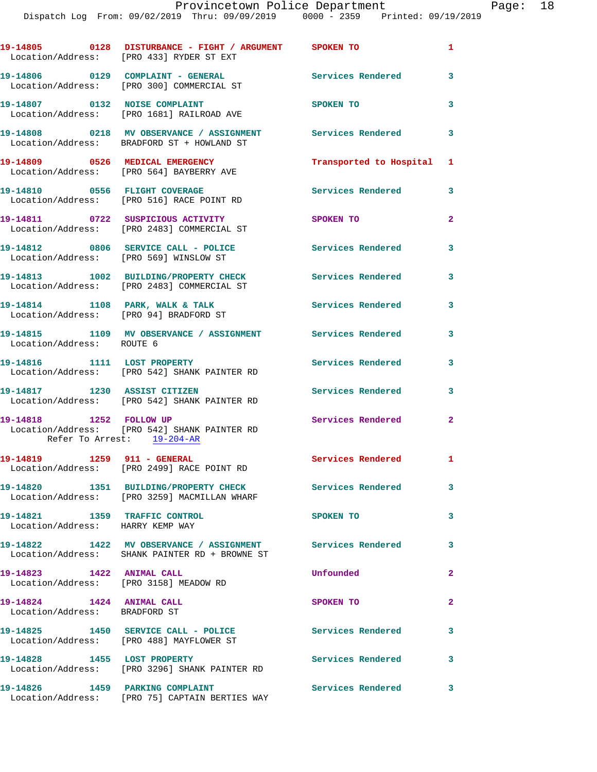Dispatch Log From: 09/02/2019 Thru: 09/09/2019 0000 - 2359 Printed: 09/19/2019

**19-14805** 0128 **DISTURBANCE - FIGHT / ARGUMENT** SPOKEN TO 1
Location/Address: [PRO 433] RYDER ST EXT

**19-14806** 0129 **COMPLAINT - GENERAL** Services Rendered 3
Location/Address: [PRO 300] COMMERCIAL ST

**19-14807** 0132 **NOISE COMPLAINT** SPOKEN TO 3
Location/Address: [PRO 1681] RAILROAD AVE

**19-14808** 0218 **MV OBSERVANCE / ASSIGNMENT** Services Rendered 3
Location/Address: BRADFORD ST + HOWLAND ST

**19-14809** 0526 **MEDICAL EMERGENCY** Transported to Hospital 1
Location/Address: [PRO 564] BAYBERRY AVE

**19-14810** 0556 **FLIGHT COVERAGE** Services Rendered 3
Location/Address: [PRO 516] RACE POINT RD

**19-14811** 0722 **SUSPICIOUS ACTIVITY** SPOKEN TO 2
Location/Address: [PRO 2483] COMMERCIAL ST

**19-14812** 0806 **SERVICE CALL - POLICE** Services Rendered 3
Location/Address: [PRO 569] WINSLOW ST

**19-14813** 1002 **BUILDING/PROPERTY CHECK** Services Rendered 3
Location/Address: [PRO 2483] COMMERCIAL ST

**19-14814** 1108 **PARK, WALK & TALK** Services Rendered 3
Location/Address: [PRO 94] BRADFORD ST

**19-14815** 1109 **MV OBSERVANCE / ASSIGNMENT** Services Rendered 3
Location/Address: ROUTE 6

**19-14816** 1111 **LOST PROPERTY** Services Rendered 3
Location/Address: [PRO 542] SHANK PAINTER RD

**19-14817** 1230 **ASSIST CITIZEN** Services Rendered 3
Location/Address: [PRO 542] SHANK PAINTER RD

**19-14818** 1252 **FOLLOW UP** Services Rendered 2
Location/Address: [PRO 542] SHANK PAINTER RD
Refer To Arrest: 19-204-AR

**19-14819** 1259 **911 - GENERAL** Services Rendered 1
Location/Address: [PRO 2499] RACE POINT RD

**19-14820** 1351 **BUILDING/PROPERTY CHECK** Services Rendered 3
Location/Address: [PRO 3259] MACMILLAN WHARF

**19-14821** 1359 **TRAFFIC CONTROL** SPOKEN TO 3
Location/Address: HARRY KEMP WAY

**19-14822** 1422 **MV OBSERVANCE / ASSIGNMENT** Services Rendered 3
Location/Address: SHANK PAINTER RD + BROWNE ST

**19-14823** 1422 **ANIMAL CALL** Unfounded 2
Location/Address: [PRO 3158] MEADOW RD

**19-14824** 1424 **ANIMAL CALL** SPOKEN TO 2
Location/Address: BRADFORD ST

**19-14825** 1450 **SERVICE CALL - POLICE** Services Rendered 3
Location/Address: [PRO 488] MAYFLOWER ST

**19-14828** 1455 **LOST PROPERTY** Services Rendered 3
Location/Address: [PRO 3296] SHANK PAINTER RD

**19-14826** 1459 **PARKING COMPLAINT** Services Rendered 3
Location/Address: [PRO 75] CAPTAIN BERTIES WAY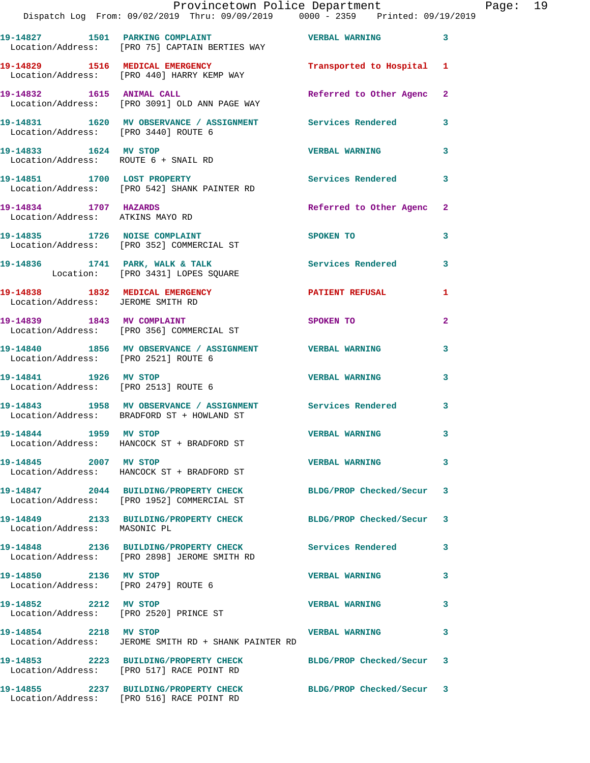19-14827 1501 PARKING COMPLAINT VERBAL WARNING 3
Location/Address: [PRO 75] CAPTAIN BERTIES WAY

19-14829 1516 MEDICAL EMERGENCY Transported to Hospital 1
Location/Address: [PRO 440] HARRY KEMP WAY

19-14832 1615 ANIMAL CALL Referred to Other Agenc 2
Location/Address: [PRO 3091] OLD ANN PAGE WAY

19-14831 1620 MV OBSERVANCE / ASSIGNMENT Services Rendered 3
Location/Address: [PRO 3440] ROUTE 6

19-14833 1624 MV STOP VERBAL WARNING 3
Location/Address: ROUTE 6 + SNAIL RD

19-14851 1700 LOST PROPERTY Services Rendered 3
Location/Address: [PRO 542] SHANK PAINTER RD

19-14834 1707 HAZARDS Referred to Other Agenc 2
Location/Address: ATKINS MAYO RD

19-14835 1726 NOISE COMPLAINT SPOKEN TO 3
Location/Address: [PRO 352] COMMERCIAL ST

19-14836 1741 PARK, WALK & TALK Services Rendered 3
Location: [PRO 3431] LOPES SQUARE

19-14838 1832 MEDICAL EMERGENCY PATIENT REFUSAL 1
Location/Address: JEROME SMITH RD

19-14839 1843 MV COMPLAINT SPOKEN TO 2
Location/Address: [PRO 356] COMMERCIAL ST

19-14840 1856 MV OBSERVANCE / ASSIGNMENT VERBAL WARNING 3
Location/Address: [PRO 2521] ROUTE 6

19-14841 1926 MV STOP VERBAL WARNING 3
Location/Address: [PRO 2513] ROUTE 6

19-14843 1958 MV OBSERVANCE / ASSIGNMENT Services Rendered 3
Location/Address: BRADFORD ST + HOWLAND ST

19-14844 1959 MV STOP VERBAL WARNING 3
Location/Address: HANCOCK ST + BRADFORD ST

19-14845 2007 MV STOP VERBAL WARNING 3
Location/Address: HANCOCK ST + BRADFORD ST

19-14847 2044 BUILDING/PROPERTY CHECK BLDG/PROP Checked/Secur 3
Location/Address: [PRO 1952] COMMERCIAL ST

19-14849 2133 BUILDING/PROPERTY CHECK BLDG/PROP Checked/Secur 3
Location/Address: MASONIC PL

19-14848 2136 BUILDING/PROPERTY CHECK Services Rendered 3
Location/Address: [PRO 2898] JEROME SMITH RD

19-14850 2136 MV STOP VERBAL WARNING 3
Location/Address: [PRO 2479] ROUTE 6

19-14852 2212 MV STOP VERBAL WARNING 3
Location/Address: [PRO 2520] PRINCE ST

19-14854 2218 MV STOP VERBAL WARNING 3
Location/Address: JEROME SMITH RD + SHANK PAINTER RD

19-14853 2223 BUILDING/PROPERTY CHECK BLDG/PROP Checked/Secur 3
Location/Address: [PRO 517] RACE POINT RD

19-14855 2237 BUILDING/PROPERTY CHECK BLDG/PROP Checked/Secur 3
Location/Address: [PRO 516] RACE POINT RD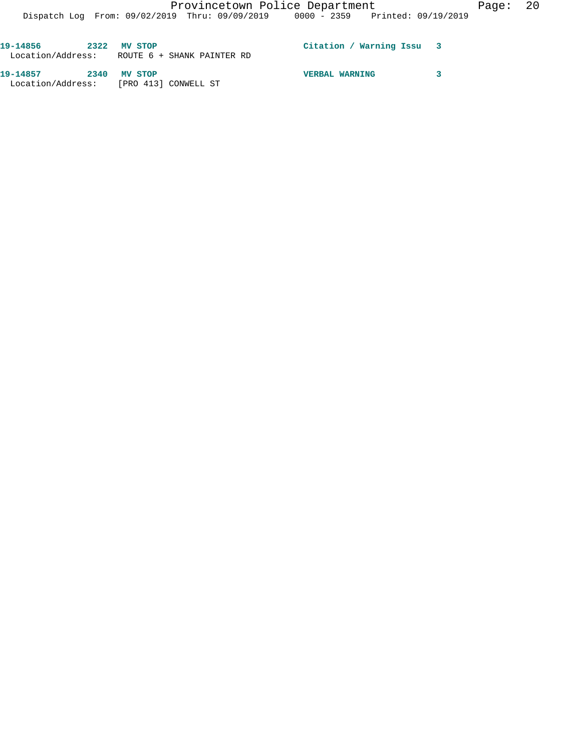**19-14856 2322 MV STOP** **Citation / Warning Issu 3**

Location/Address: ROUTE 6 + SHANK PAINTER RD

**19-14857 2340 MV STOP** **VERBAL WARNING 3**

Location/Address: [PRO 413] CONWELL ST